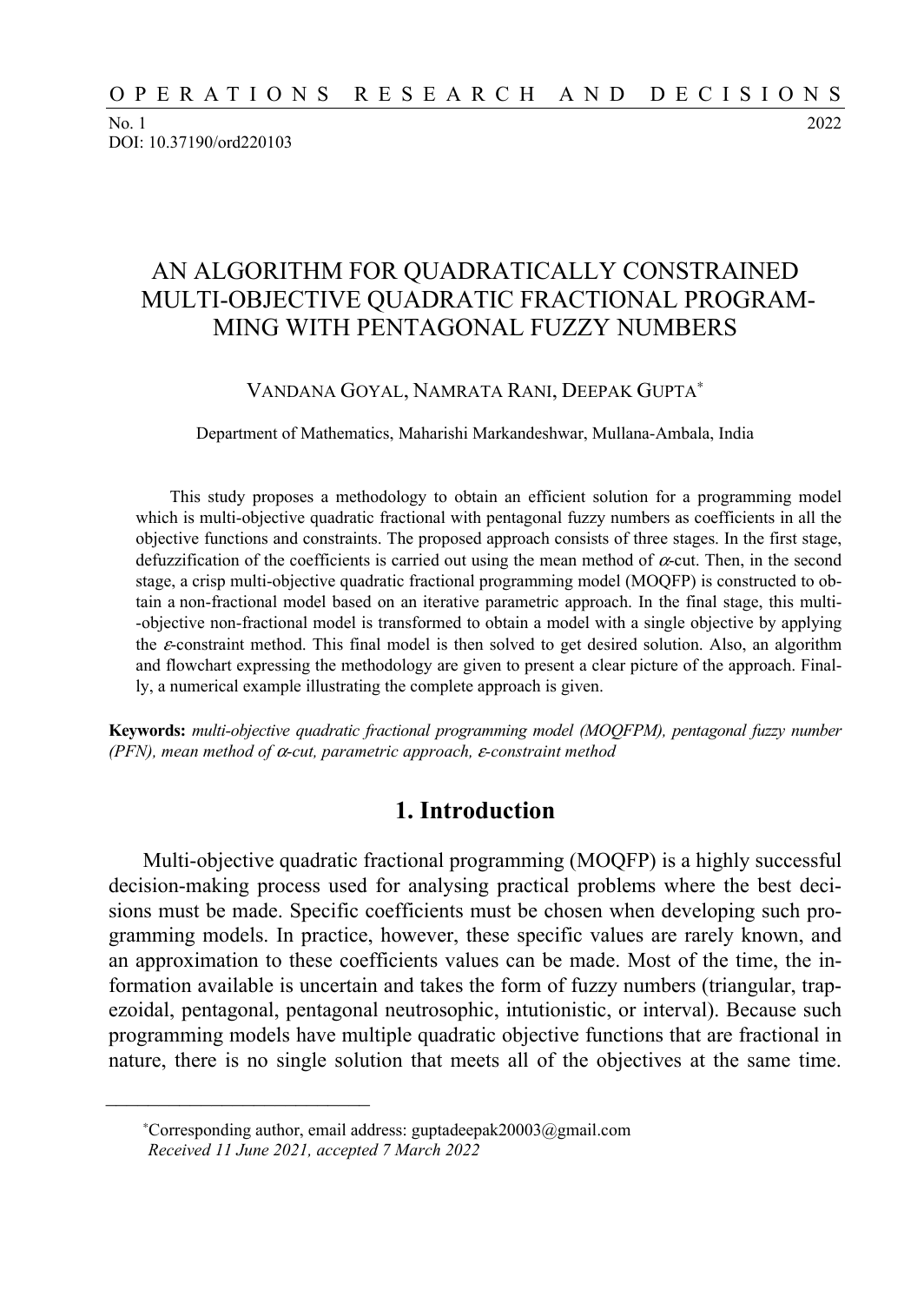# AN ALGORITHM FOR QUADRATICALLY CONSTRAINED MULTI-OBJECTIVE QUADRATIC FRACTIONAL PROGRAMMING WITH PENTAGONAL FUZZY NUMBERS

VANDANA GOYAL, NAMRATA RANI, DEEPAK GUPTA*

Department of Mathematics, Maharishi Markandeshwar, Mullana-Ambala, India

This study proposes a methodology to obtain an efficient solution for a programming model which is multi-objective quadratic fractional with pentagonal fuzzy numbers as coefficients in all the objective functions and constraints. The proposed approach consists of three stages. In the first stage, defuzzification of the coefficients is carried out using the mean method of $\alpha$-cut. Then, in the second stage, a crisp multi-objective quadratic fractional programming model (MOQFP) is constructed to obtain a non-fractional model based on an iterative parametric approach. In the final stage, this multi-objective non-fractional model is transformed to obtain a model with a single objective by applying the $\varepsilon$-constraint method. This final model is then solved to get desired solution. Also, an algorithm and flowchart expressing the methodology are given to present a clear picture of the approach. Finally, a numerical example illustrating the complete approach is given.

**Keywords:** *multi-objective quadratic fractional programming model (MOQFPM), pentagonal fuzzy number (PFN), mean method of $\alpha$-cut, parametric approach, $\varepsilon$-constraint method*

## 1. Introduction

Multi-objective quadratic fractional programming (MOQFP) is a highly successful decision-making process used for analysing practical problems where the best decisions must be made. Specific coefficients must be chosen when developing such programming models. In practice, however, these specific values are rarely known, and an approximation to these coefficients values can be made. Most of the time, the information available is uncertain and takes the form of fuzzy numbers (triangular, trapezoidal, pentagonal, pentagonal neutrosophic, intutionistic, or interval). Because such programming models have multiple quadratic objective functions that are fractional in nature, there is no single solution that meets all of the objectives at the same time.

---

*Corresponding author, email address: guptadeepak20003@gmail.com
*Received 11 June 2021, accepted 7 March 2022*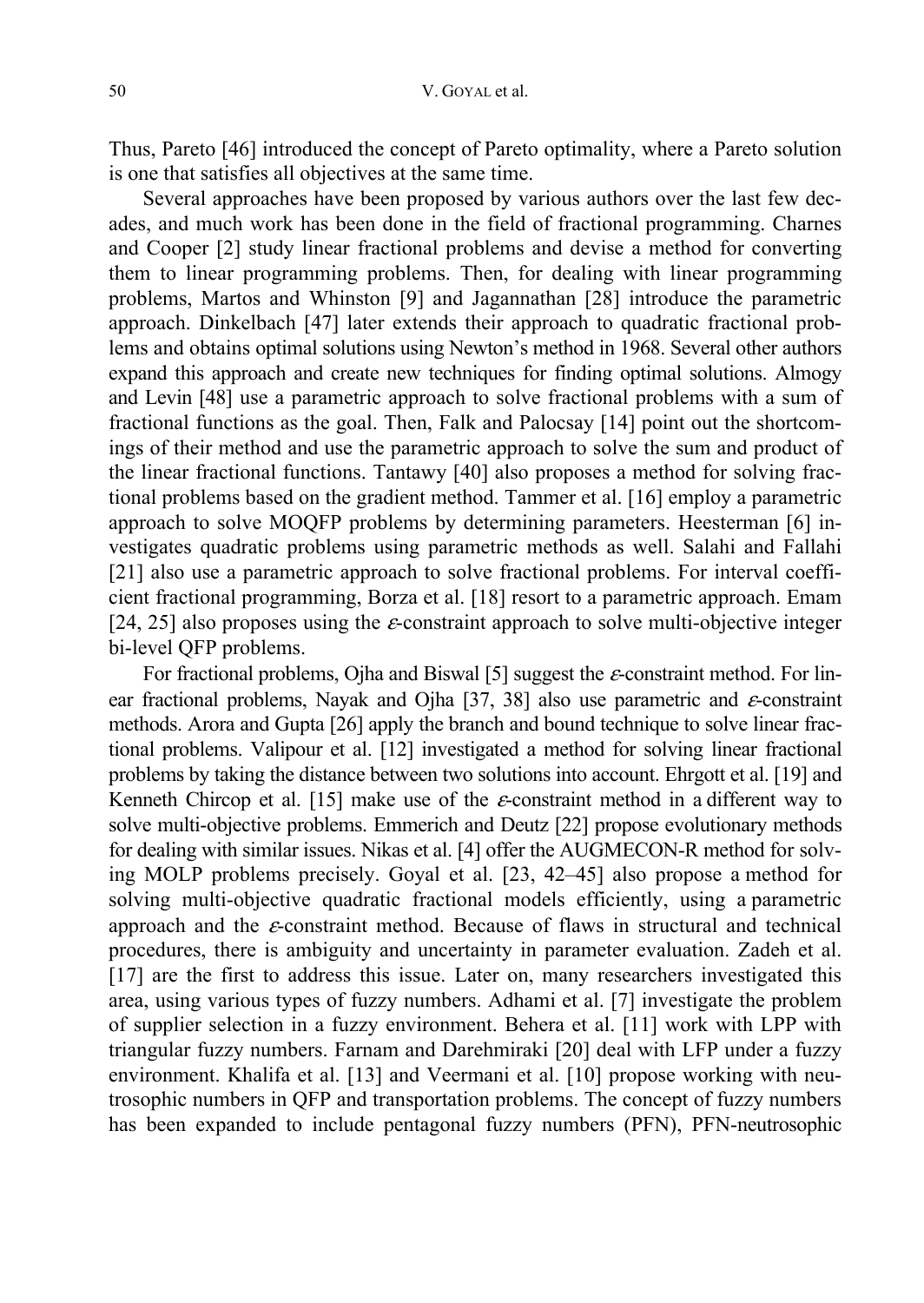Thus, Pareto [46] introduced the concept of Pareto optimality, where a Pareto solution is one that satisfies all objectives at the same time.

Several approaches have been proposed by various authors over the last few decades, and much work has been done in the field of fractional programming. Charnes and Cooper [2] study linear fractional problems and devise a method for converting them to linear programming problems. Then, for dealing with linear programming problems, Martos and Whinston [9] and Jagannathan [28] introduce the parametric approach. Dinkelbach [47] later extends their approach to quadratic fractional problems and obtains optimal solutions using Newton's method in 1968. Several other authors expand this approach and create new techniques for finding optimal solutions. Almogy and Levin [48] use a parametric approach to solve fractional problems with a sum of fractional functions as the goal. Then, Falk and Palocsay [14] point out the shortcomings of their method and use the parametric approach to solve the sum and product of the linear fractional functions. Tantawy [40] also proposes a method for solving fractional problems based on the gradient method. Tammer et al. [16] employ a parametric approach to solve MOQFP problems by determining parameters. Heesterman [6] investigates quadratic problems using parametric methods as well. Salahi and Fallahi [21] also use a parametric approach to solve fractional problems. For interval coefficient fractional programming, Borza et al. [18] resort to a parametric approach. Emam [24, 25] also proposes using the $\varepsilon$-constraint approach to solve multi-objective integer bi-level QFP problems.

For fractional problems, Ojha and Biswal [5] suggest the $\varepsilon$-constraint method. For linear fractional problems, Nayak and Ojha [37, 38] also use parametric and $\varepsilon$-constraint methods. Arora and Gupta [26] apply the branch and bound technique to solve linear fractional problems. Valipour et al. [12] investigated a method for solving linear fractional problems by taking the distance between two solutions into account. Ehrgott et al. [19] and Kenneth Chircop et al. [15] make use of the $\varepsilon$-constraint method in a different way to solve multi-objective problems. Emmerich and Deutz [22] propose evolutionary methods for dealing with similar issues. Nikas et al. [4] offer the AUGMECON-R method for solving MOLP problems precisely. Goyal et al. [23, 42–45] also propose a method for solving multi-objective quadratic fractional models efficiently, using a parametric approach and the $\varepsilon$-constraint method. Because of flaws in structural and technical procedures, there is ambiguity and uncertainty in parameter evaluation. Zadeh et al. [17] are the first to address this issue. Later on, many researchers investigated this area, using various types of fuzzy numbers. Adhami et al. [7] investigate the problem of supplier selection in a fuzzy environment. Behera et al. [11] work with LPP with triangular fuzzy numbers. Farnam and Darehmiraki [20] deal with LFP under a fuzzy environment. Khalifa et al. [13] and Veermani et al. [10] propose working with neutrosophic numbers in QFP and transportation problems. The concept of fuzzy numbers has been expanded to include pentagonal fuzzy numbers (PFN), PFN-neutrosophic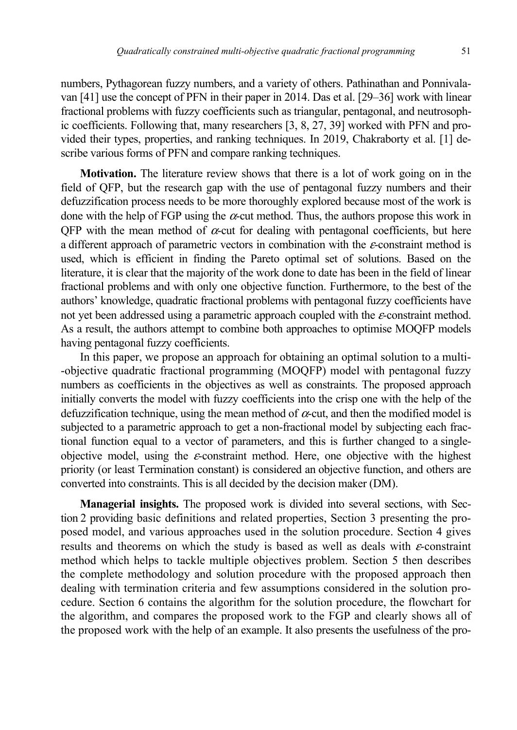numbers, Pythagorean fuzzy numbers, and a variety of others. Pathinathan and Ponnivalavan [41] use the concept of PFN in their paper in 2014. Das et al. [29–36] work with linear fractional problems with fuzzy coefficients such as triangular, pentagonal, and neutrosophic coefficients. Following that, many researchers [3, 8, 27, 39] worked with PFN and provided their types, properties, and ranking techniques. In 2019, Chakraborty et al. [1] describe various forms of PFN and compare ranking techniques.

**Motivation.** The literature review shows that there is a lot of work going on in the field of QFP, but the research gap with the use of pentagonal fuzzy numbers and their defuzzification process needs to be more thoroughly explored because most of the work is done with the help of FGP using the $\alpha$-cut method. Thus, the authors propose this work in QFP with the mean method of $\alpha$-cut for dealing with pentagonal coefficients, but here a different approach of parametric vectors in combination with the $\varepsilon$-constraint method is used, which is efficient in finding the Pareto optimal set of solutions. Based on the literature, it is clear that the majority of the work done to date has been in the field of linear fractional problems and with only one objective function. Furthermore, to the best of the authors' knowledge, quadratic fractional problems with pentagonal fuzzy coefficients have not yet been addressed using a parametric approach coupled with the $\varepsilon$-constraint method. As a result, the authors attempt to combine both approaches to optimise MOQFP models having pentagonal fuzzy coefficients.

In this paper, we propose an approach for obtaining an optimal solution to a multi-objective quadratic fractional programming (MOQFP) model with pentagonal fuzzy numbers as coefficients in the objectives as well as constraints. The proposed approach initially converts the model with fuzzy coefficients into the crisp one with the help of the defuzzification technique, using the mean method of $\alpha$-cut, and then the modified model is subjected to a parametric approach to get a non-fractional model by subjecting each fractional function equal to a vector of parameters, and this is further changed to a single-objective model, using the $\varepsilon$-constraint method. Here, one objective with the highest priority (or least Termination constant) is considered an objective function, and others are converted into constraints. This is all decided by the decision maker (DM).

**Managerial insights.** The proposed work is divided into several sections, with Section 2 providing basic definitions and related properties, Section 3 presenting the proposed model, and various approaches used in the solution procedure. Section 4 gives results and theorems on which the study is based as well as deals with $\varepsilon$-constraint method which helps to tackle multiple objectives problem. Section 5 then describes the complete methodology and solution procedure with the proposed approach then dealing with termination criteria and few assumptions considered in the solution procedure. Section 6 contains the algorithm for the solution procedure, the flowchart for the algorithm, and compares the proposed work to the FGP and clearly shows all of the proposed work with the help of an example. It also presents the usefulness of the pro-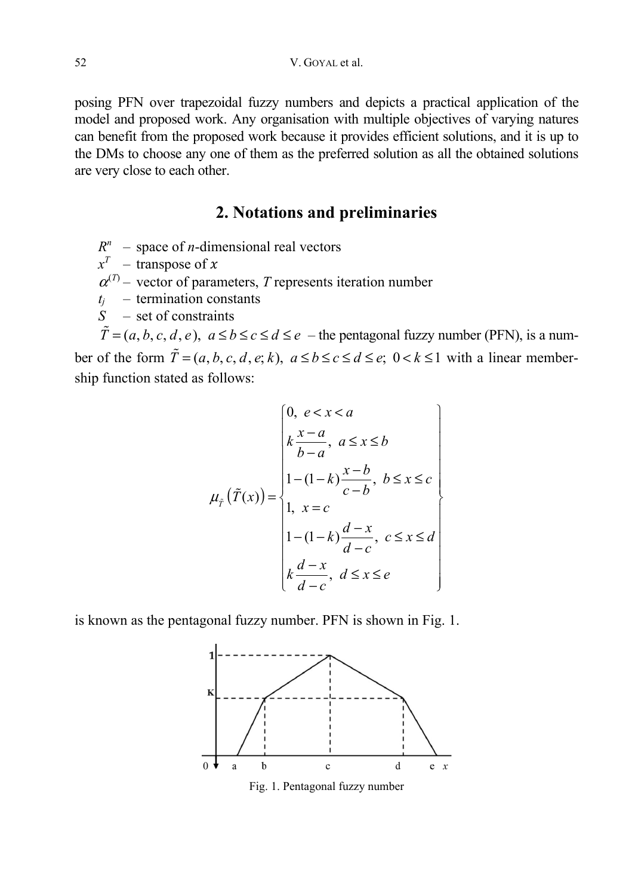posing PFN over trapezoidal fuzzy numbers and depicts a practical application of the model and proposed work. Any organisation with multiple objectives of varying natures can benefit from the proposed work because it provides efficient solutions, and it is up to the DMs to choose any one of them as the preferred solution as all the obtained solutions are very close to each other.

## 2. Notations and preliminaries

$R^n$ – space of $n$-dimensional real vectors

$x^T$ – transpose of $x$

$\alpha^{(T)}$ – vector of parameters, $T$ represents iteration number

$t_j$ – termination constants

$S$ – set of constraints

$\tilde{T} = (a, b, c, d, e),\ a \le b \le c \le d \le e$ – the pentagonal fuzzy number (PFN), is a number of the form $\tilde{T} = (a, b, c, d, e; k),\ a \le b \le c \le d \le e;\ 0 < k \le 1$ with a linear membership function stated as follows:

$$
\mu_{\tilde{T}}\left(\tilde{T}(x)\right) = \begin{cases} 0, & e < x < a \\ k\dfrac{x-a}{b-a}, & a \le x \le b \\ 1-(1-k)\dfrac{x-b}{c-b}, & b \le x \le c \\ 1, & x = c \\ 1-(1-k)\dfrac{d-x}{d-c}, & c \le x \le d \\ k\dfrac{d-x}{d-c}, & d \le x \le e \end{cases}
$$

is known as the pentagonal fuzzy number. PFN is shown in Fig. 1.

Fig. 1. Pentagonal fuzzy number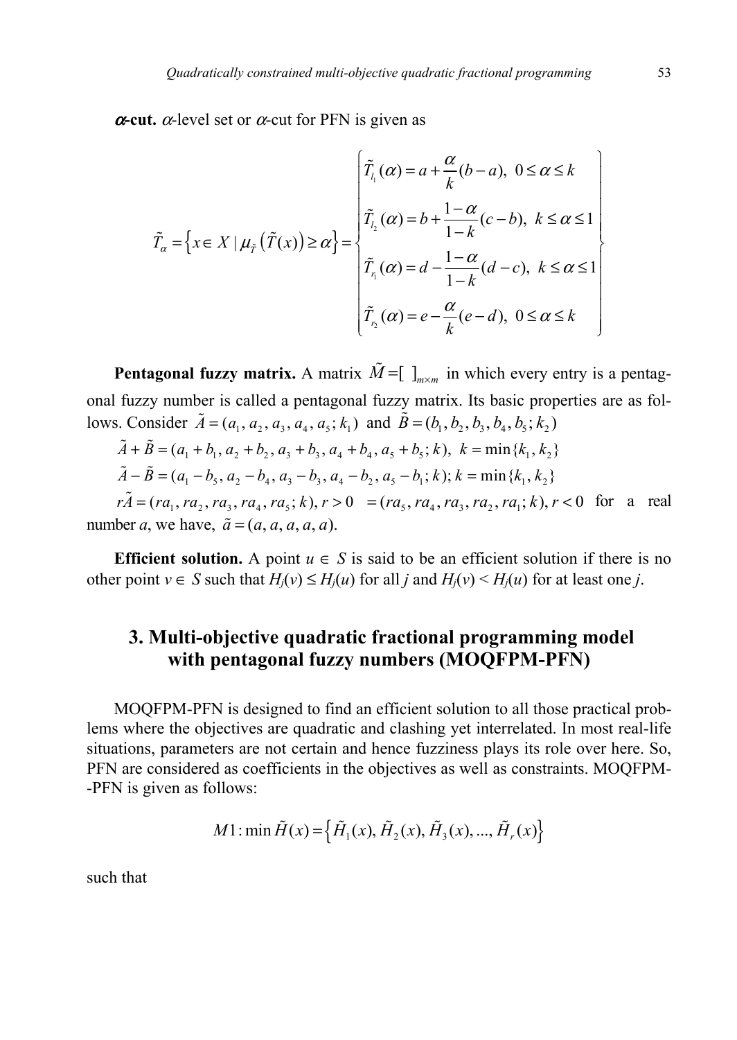**$\alpha$-cut.** $\alpha$-level set or $\alpha$-cut for PFN is given as

$$
\tilde{T}_\alpha = \left\{ x \in X \mid \mu_{\tilde{T}}\left(\tilde{T}(x)\right) \geq \alpha \right\} = \left\{ \begin{array}{l} \tilde{T}_{l_1}(\alpha) = a + \dfrac{\alpha}{k}(b-a), \ 0 \leq \alpha \leq k \\ \tilde{T}_{l_2}(\alpha) = b + \dfrac{1-\alpha}{1-k}(c-b), \ k \leq \alpha \leq 1 \\ \tilde{T}_{r_1}(\alpha) = d - \dfrac{1-\alpha}{1-k}(d-c), \ k \leq \alpha \leq 1 \\ \tilde{T}_{r_2}(\alpha) = e - \dfrac{\alpha}{k}(e-d), \ 0 \leq \alpha \leq k \end{array} \right\}
$$

**Pentagonal fuzzy matrix.** A matrix $\tilde{M} = [\ ]_{m \times m}$ in which every entry is a pentagonal fuzzy number is called a pentagonal fuzzy matrix. Its basic properties are as follows. Consider $\tilde{A} = (a_1, a_2, a_3, a_4, a_5; k_1)$ and $\tilde{B} = (b_1, b_2, b_3, b_4, b_5; k_2)$

$\tilde{A} + \tilde{B} = (a_1 + b_1, a_2 + b_2, a_3 + b_3, a_4 + b_4, a_5 + b_5; k), \ k = \min\{k_1, k_2\}$

$\tilde{A} - \tilde{B} = (a_1 - b_5, a_2 - b_4, a_3 - b_3, a_4 - b_2, a_5 - b_1; k); k = \min\{k_1, k_2\}$

$r\tilde{A} = (ra_1, ra_2, ra_3, ra_4, ra_5; k), r > 0 \ = (ra_5, ra_4, ra_3, ra_2, ra_1; k), r < 0$ for a real number $a$, we have, $\tilde{a} = (a, a, a, a, a)$.

**Efficient solution.** A point $u \in S$ is said to be an efficient solution if there is no other point $v \in S$ such that $H_j(v) \leq H_j(u)$ for all $j$ and $H_j(v) < H_j(u)$ for at least one $j$.

## 3. Multi-objective quadratic fractional programming model with pentagonal fuzzy numbers (MOQFPM-PFN)

MOQFPM-PFN is designed to find an efficient solution to all those practical problems where the objectives are quadratic and clashing yet interrelated. In most real-life situations, parameters are not certain and hence fuzziness plays its role over here. So, PFN are considered as coefficients in the objectives as well as constraints. MOQFPM-PFN is given as follows:

$$
M1: \min \tilde{H}(x) = \left\{ \tilde{H}_1(x), \tilde{H}_2(x), \tilde{H}_3(x), ..., \tilde{H}_r(x) \right\}
$$

such that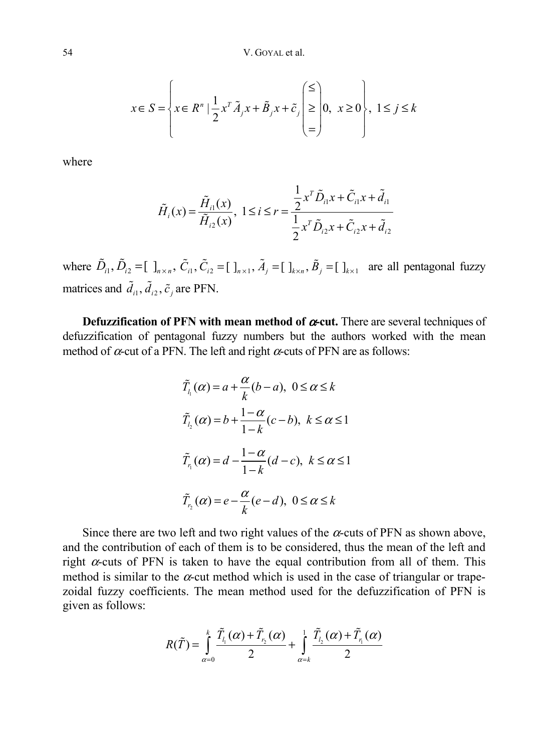$$x \in S = \left\{ x \in R^n \mid \frac{1}{2} x^T \tilde{A}_j x + \tilde{B}_j x + \tilde{c}_j \begin{pmatrix} \leq \\ \geq \\ = \end{pmatrix} 0, \ x \geq 0 \right\}, \ 1 \leq j \leq k$$

where

$$\tilde{H}_i(x) = \frac{\tilde{H}_{i1}(x)}{\tilde{H}_{i2}(x)}, \ 1 \leq i \leq r = \frac{\frac{1}{2} x^T \tilde{D}_{i1} x + \tilde{C}_{i1} x + \tilde{d}_{i1}}{\frac{1}{2} x^T \tilde{D}_{i2} x + \tilde{C}_{i2} x + \tilde{d}_{i2}}$$

where $\tilde{D}_{i1}, \tilde{D}_{i2} = [\ ]_{n \times n}$, $\tilde{C}_{i1}, \tilde{C}_{i2} = [\ ]_{n \times 1}$, $\tilde{A}_j = [\ ]_{k \times n}$, $\tilde{B}_j = [\ ]_{k \times 1}$ are all pentagonal fuzzy matrices and $\tilde{d}_{i1}, \tilde{d}_{i2}, \tilde{c}_j$ are PFN.

**Defuzzification of PFN with mean method of $\alpha$-cut.** There are several techniques of defuzzification of pentagonal fuzzy numbers but the authors worked with the mean method of $\alpha$-cut of a PFN. The left and right $\alpha$-cuts of PFN are as follows:

$$\tilde{T}_{l_1}(\alpha) = a + \frac{\alpha}{k}(b - a), \ 0 \leq \alpha \leq k$$

$$\tilde{T}_{l_2}(\alpha) = b + \frac{1 - \alpha}{1 - k}(c - b), \ k \leq \alpha \leq 1$$

$$\tilde{T}_{r_1}(\alpha) = d - \frac{1 - \alpha}{1 - k}(d - c), \ k \leq \alpha \leq 1$$

$$\tilde{T}_{r_2}(\alpha) = e - \frac{\alpha}{k}(e - d), \ 0 \leq \alpha \leq k$$

Since there are two left and two right values of the $\alpha$-cuts of PFN as shown above, and the contribution of each of them is to be considered, thus the mean of the left and right $\alpha$-cuts of PFN is taken to have the equal contribution from all of them. This method is similar to the $\alpha$-cut method which is used in the case of triangular or trapezoidal fuzzy coefficients. The mean method used for the defuzzification of PFN is given as follows:

$$R(\tilde{T}) = \int_{\alpha=0}^{k} \frac{\tilde{T}_{l_1}(\alpha) + \tilde{T}_{r_2}(\alpha)}{2} + \int_{\alpha=k}^{1} \frac{\tilde{T}_{l_2}(\alpha) + \tilde{T}_{r_1}(\alpha)}{2}$$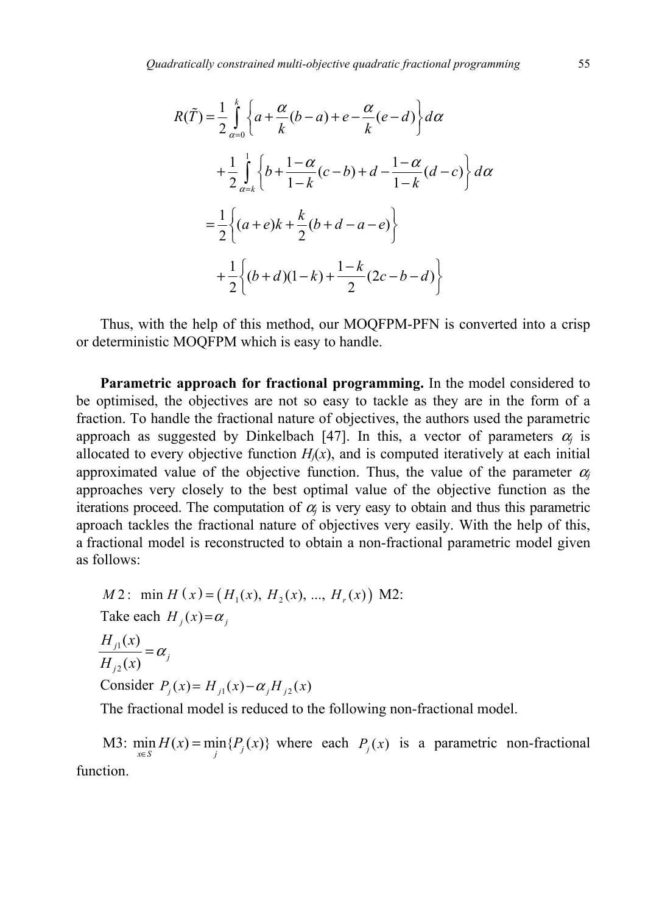$$R(\tilde{T}) = \frac{1}{2}\int_{\alpha=0}^{k}\left\{a+\frac{\alpha}{k}(b-a)+e-\frac{\alpha}{k}(e-d)\right\}d\alpha$$

$$+\frac{1}{2}\int_{\alpha=k}^{1}\left\{b+\frac{1-\alpha}{1-k}(c-b)+d-\frac{1-\alpha}{1-k}(d-c)\right\}d\alpha$$

$$=\frac{1}{2}\left\{(a+e)k+\frac{k}{2}(b+d-a-e)\right\}$$

$$+\frac{1}{2}\left\{(b+d)(1-k)+\frac{1-k}{2}(2c-b-d)\right\}$$

Thus, with the help of this method, our MOQFPM-PFN is converted into a crisp or deterministic MOQFPM which is easy to handle.

**Parametric approach for fractional programming.** In the model considered to be optimised, the objectives are not so easy to tackle as they are in the form of a fraction. To handle the fractional nature of objectives, the authors used the parametric approach as suggested by Dinkelbach [47]. In this, a vector of parameters $\alpha_j$ is allocated to every objective function $H_j(x)$, and is computed iteratively at each initial approximated value of the objective function. Thus, the value of the parameter $\alpha_j$ approaches very closely to the best optimal value of the objective function as the iterations proceed. The computation of $\alpha_j$ is very easy to obtain and thus this parametric aproach tackles the fractional nature of objectives very easily. With the help of this, a fractional model is reconstructed to obtain a non-fractional parametric model given as follows:

$M2$: $\min H(x) = (H_1(x), H_2(x), ..., H_r(x))$ M2:

Take each $H_j(x) = \alpha_j$

$$\frac{H_{j1}(x)}{H_{j2}(x)} = \alpha_j$$

Consider $P_j(x) = H_{j1}(x) - \alpha_j H_{j2}(x)$

The fractional model is reduced to the following non-fractional model.

M3: $\min_{x\in S} H(x) = \min_j \{P_j(x)\}$ where each $P_j(x)$ is a parametric non-fractional function.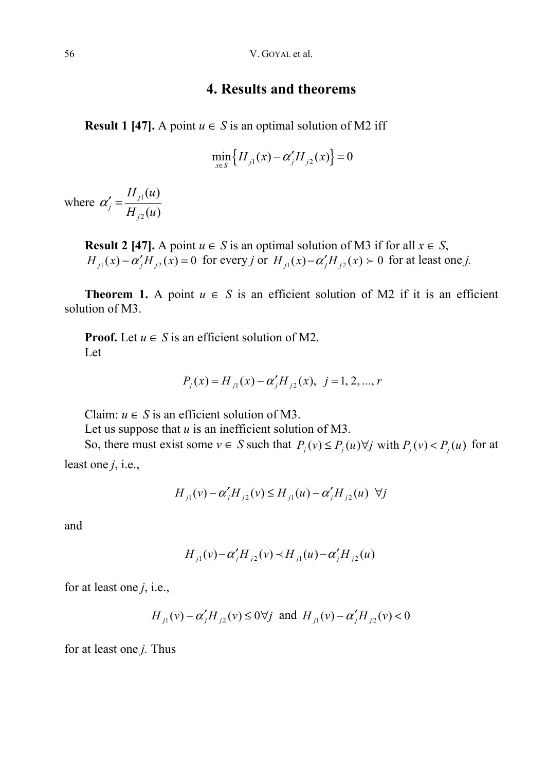## 4. Results and theorems

**Result 1 [47].** A point $u \in S$ is an optimal solution of M2 iff

$$\min_{x \in S} \left\{ H_{j1}(x) - \alpha'_j H_{j2}(x) \right\} = 0$$

where $\alpha'_j = \dfrac{H_{j1}(u)}{H_{j2}(u)}$

**Result 2 [47].** A point $u \in S$ is an optimal solution of M3 if for all $x \in S$, $H_{j1}(x) - \alpha'_j H_{j2}(x) = 0$ for every $j$ or $H_{j1}(x) - \alpha'_j H_{j2}(x) \succ 0$ for at least one $j$.

**Theorem 1.** A point $u \in S$ is an efficient solution of M2 if it is an efficient solution of M3.

**Proof.** Let $u \in S$ is an efficient solution of M2.

Let

$$P_j(x) = H_{j1}(x) - \alpha'_j H_{j2}(x), \quad j = 1, 2, ..., r$$

Claim: $u \in S$ is an efficient solution of M3.

Let us suppose that $u$ is an inefficient solution of M3.

So, there must exist some $v \in S$ such that $P_j(v) \le P_j(u) \forall j$ with $P_j(v) < P_j(u)$ for at least one $j$, i.e.,

$$H_{j1}(v) - \alpha'_j H_{j2}(v) \le H_{j1}(u) - \alpha'_j H_{j2}(u) \ \ \forall j$$

and

$$H_{j1}(v) - \alpha'_j H_{j2}(v) \prec H_{j1}(u) - \alpha'_j H_{j2}(u)$$

for at least one $j$, i.e.,

$$H_{j1}(v) - \alpha'_j H_{j2}(v) \le 0 \forall j \ \text{ and } \ H_{j1}(v) - \alpha'_j H_{j2}(v) < 0$$

for at least one $j$. Thus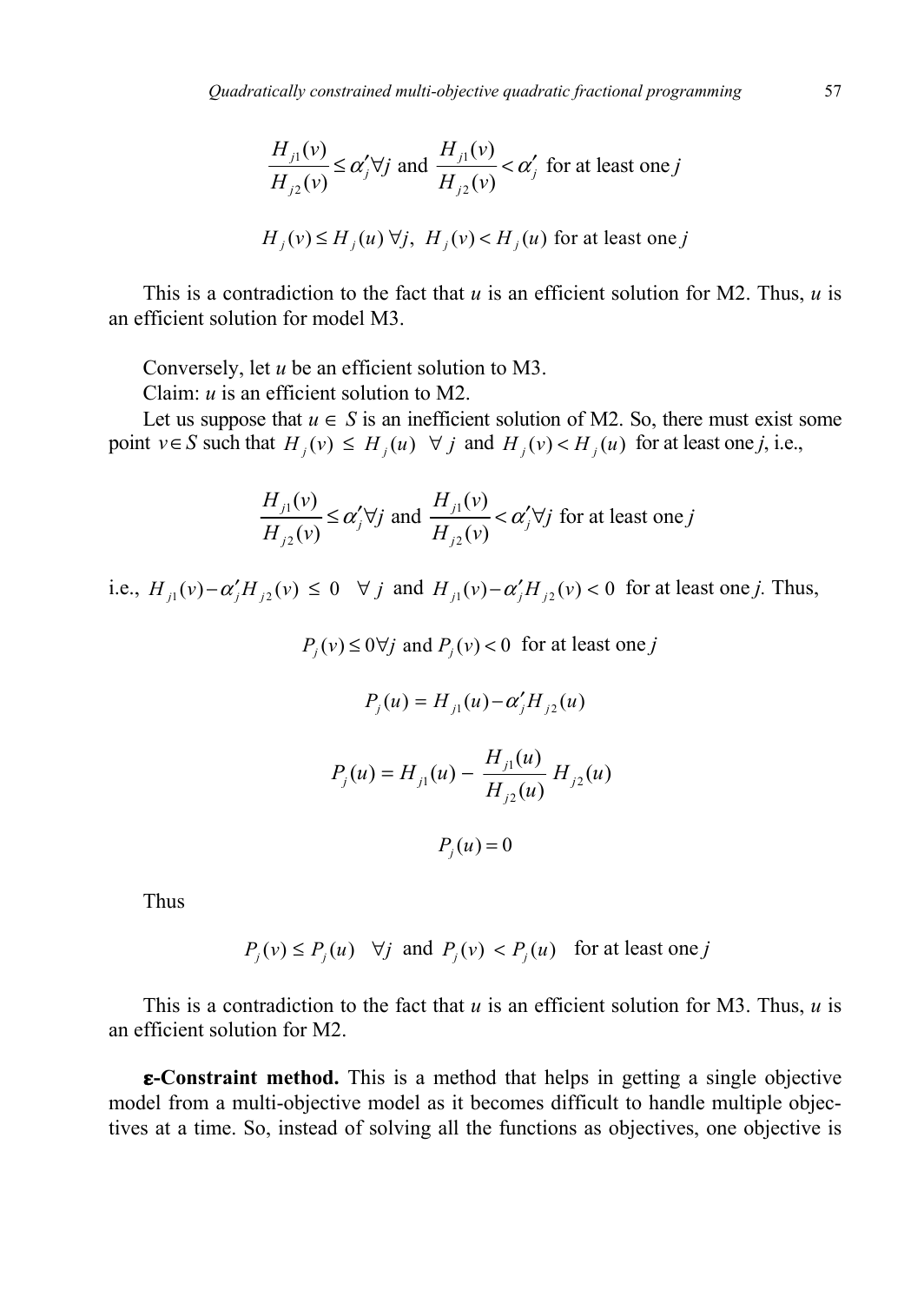$$\frac{H_{j1}(v)}{H_{j2}(v)} \le \alpha'_j \forall j \text{ and } \frac{H_{j1}(v)}{H_{j2}(v)} < \alpha'_j \text{ for at least one } j$$

$$H_j(v) \le H_j(u)\ \forall j,\ H_j(v) < H_j(u) \text{ for at least one } j$$

This is a contradiction to the fact that *u* is an efficient solution for M2. Thus, *u* is an efficient solution for model M3.

Conversely, let *u* be an efficient solution to M3.

Claim: *u* is an efficient solution to M2.

Let us suppose that $u \in S$ is an inefficient solution of M2. So, there must exist some point $v \in S$ such that $H_j(v) \le H_j(u) \quad \forall\ j$ and $H_j(v) < H_j(u)$ for at least one *j*, i.e.,

$$\frac{H_{j1}(v)}{H_{j2}(v)} \le \alpha'_j \forall j \text{ and } \frac{H_{j1}(v)}{H_{j2}(v)} < \alpha'_j \forall j \text{ for at least one } j$$

i.e., $H_{j1}(v) - \alpha'_j H_{j2}(v) \le 0 \quad \forall\ j$ and $H_{j1}(v) - \alpha'_j H_{j2}(v) < 0$ for at least one *j*. Thus,

$$P_j(v) \le 0 \forall j \text{ and } P_j(v) < 0 \text{ for at least one } j$$

$$P_j(u) = H_{j1}(u) - \alpha'_j H_{j2}(u)$$

$$P_j(u) = H_{j1}(u) - \frac{H_{j1}(u)}{H_{j2}(u)} H_{j2}(u)$$

$$P_j(u) = 0$$

Thus

$$P_j(v) \le P_j(u) \quad \forall j \text{ and } P_j(v) < P_j(u) \quad \text{for at least one } j$$

This is a contradiction to the fact that *u* is an efficient solution for M3. Thus, *u* is an efficient solution for M2.

**ε-Constraint method.** This is a method that helps in getting a single objective model from a multi-objective model as it becomes difficult to handle multiple objectives at a time. So, instead of solving all the functions as objectives, one objective is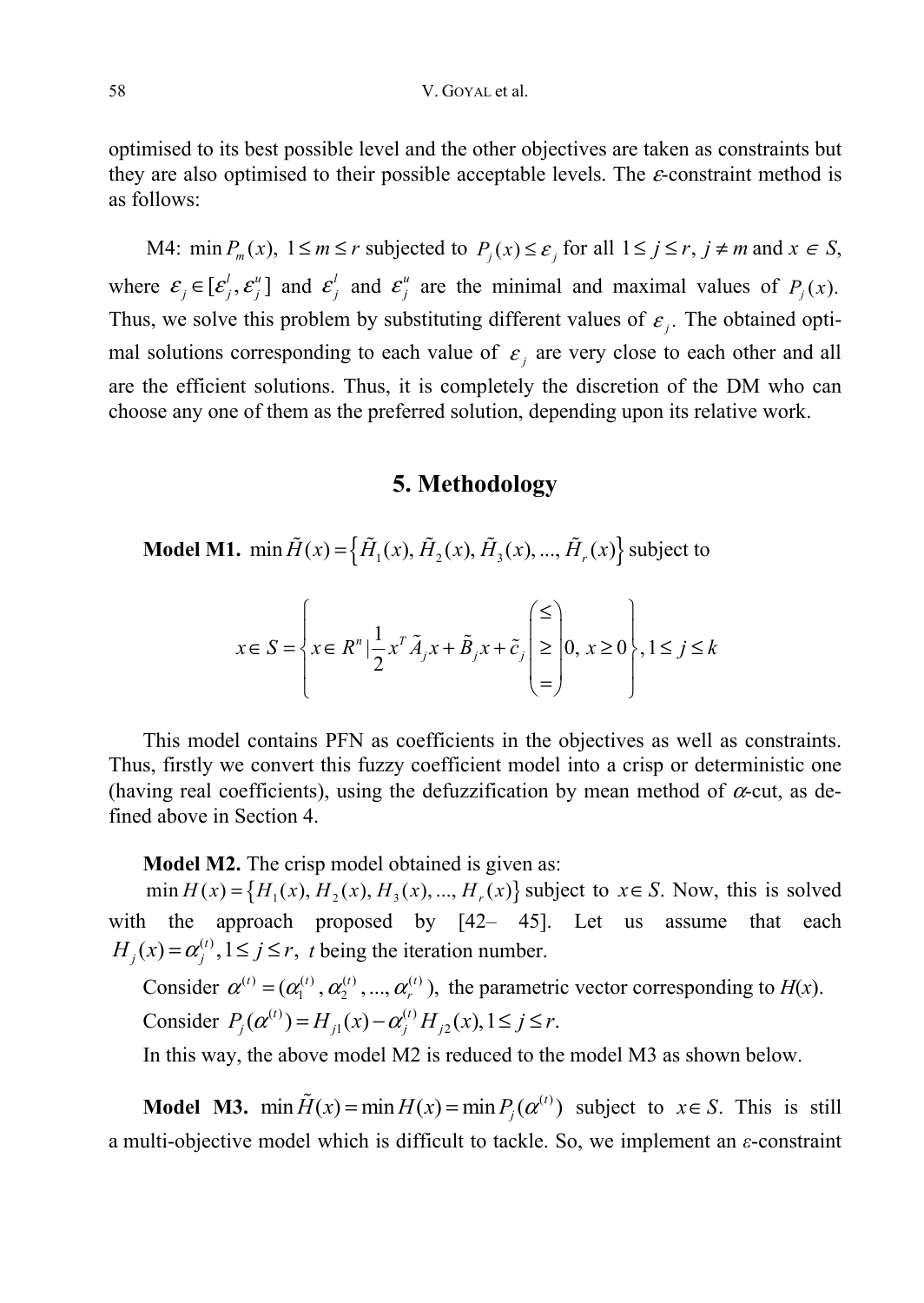optimised to its best possible level and the other objectives are taken as constraints but they are also optimised to their possible acceptable levels. The $\varepsilon$-constraint method is as follows:

M4: $\min P_m(x),\ 1 \le m \le r$ subjected to $P_j(x) \le \varepsilon_j$ for all $1 \le j \le r,\ j \ne m$ and $x \in S$, where $\varepsilon_j \in [\varepsilon_j^l, \varepsilon_j^u]$ and $\varepsilon_j^l$ and $\varepsilon_j^u$ are the minimal and maximal values of $P_j(x)$. Thus, we solve this problem by substituting different values of $\varepsilon_j$. The obtained optimal solutions corresponding to each value of $\varepsilon_j$ are very close to each other and all are the efficient solutions. Thus, it is completely the discretion of the DM who can choose any one of them as the preferred solution, depending upon its relative work.

## 5. Methodology

**Model M1.** $\min \tilde{H}(x) = \left\{ \tilde{H}_1(x), \tilde{H}_2(x), \tilde{H}_3(x), ..., \tilde{H}_r(x) \right\}$ subject to

$$x \in S = \left\{ x \in R^n \,|\, \frac{1}{2} x^T \tilde{A}_j x + \tilde{B}_j x + \tilde{c}_j \begin{pmatrix} \le \\ \ge \\ = \end{pmatrix} 0,\ x \ge 0 \right\}, 1 \le j \le k$$

This model contains PFN as coefficients in the objectives as well as constraints. Thus, firstly we convert this fuzzy coefficient model into a crisp or deterministic one (having real coefficients), using the defuzzification by mean method of $\alpha$-cut, as defined above in Section 4.

**Model M2.** The crisp model obtained is given as:

$\min H(x) = \left\{ H_1(x), H_2(x), H_3(x), ..., H_r(x) \right\}$ subject to $x \in S$. Now, this is solved with the approach proposed by [42– 45]. Let us assume that each $H_j(x) = \alpha_j^{(t)}, 1 \le j \le r,\ t$ being the iteration number.

Consider $\alpha^{(t)} = (\alpha_1^{(t)}, \alpha_2^{(t)}, ..., \alpha_r^{(t)}),$ the parametric vector corresponding to $H(x)$.

Consider $P_j(\alpha^{(t)}) = H_{j1}(x) - \alpha_j^{(t)} H_{j2}(x), 1 \le j \le r.$

In this way, the above model M2 is reduced to the model M3 as shown below.

**Model M3.** $\min \tilde{H}(x) = \min H(x) = \min P_j(\alpha^{(t)})$ subject to $x \in S$. This is still a multi-objective model which is difficult to tackle. So, we implement an $\varepsilon$-constraint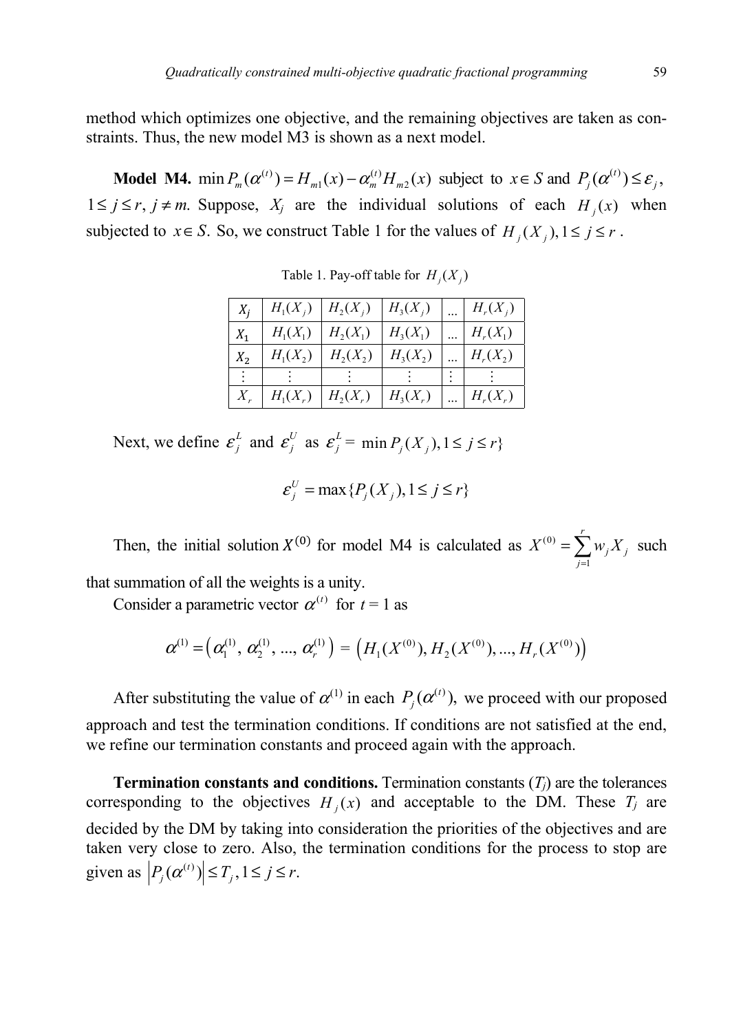method which optimizes one objective, and the remaining objectives are taken as constraints. Thus, the new model M3 is shown as a next model.

**Model M4.** $\min P_m(\alpha^{(t)}) = H_{m1}(x) - \alpha_m^{(t)} H_{m2}(x)$ subject to $x \in S$ and $P_j(\alpha^{(t)}) \le \varepsilon_j$, $1 \le j \le r$, $j \ne m$. Suppose, $X_j$ are the individual solutions of each $H_j(x)$ when subjected to $x \in S$. So, we construct Table 1 for the values of $H_j(X_j), 1 \le j \le r$.

Table 1. Pay-off table for $H_j(X_j)$

| $X_j$ | $H_1(X_j)$ | $H_2(X_j)$ | $H_3(X_j)$ | ... | $H_r(X_j)$ |
|---|---|---|---|---|---|
| $X_1$ | $H_1(X_1)$ | $H_2(X_1)$ | $H_3(X_1)$ | ... | $H_r(X_1)$ |
| $X_2$ | $H_1(X_2)$ | $H_2(X_2)$ | $H_3(X_2)$ | ... | $H_r(X_2)$ |
| $\vdots$ | $\vdots$ | $\vdots$ | $\vdots$ | $\vdots$ | $\vdots$ |
| $X_r$ | $H_1(X_r)$ | $H_2(X_r)$ | $H_3(X_r)$ | ... | $H_r(X_r)$ |

Next, we define $\varepsilon_j^L$ and $\varepsilon_j^U$ as $\varepsilon_j^L = \min P_j(X_j), 1 \le j \le r\}$

$$\varepsilon_j^U = \max\{P_j(X_j), 1 \le j \le r\}$$

Then, the initial solution $X^{(0)}$ for model M4 is calculated as $X^{(0)} = \sum_{j=1}^{r} w_j X_j$ such that summation of all the weights is a unity.

Consider a parametric vector $\alpha^{(t)}$ for $t = 1$ as

$$\alpha^{(1)} = \left(\alpha_1^{(1)}, \alpha_2^{(1)}, ..., \alpha_r^{(1)}\right) = \left(H_1(X^{(0)}), H_2(X^{(0)}), ..., H_r(X^{(0)})\right)$$

After substituting the value of $\alpha^{(1)}$ in each $P_j(\alpha^{(t)})$, we proceed with our proposed approach and test the termination conditions. If conditions are not satisfied at the end, we refine our termination constants and proceed again with the approach.

**Termination constants and conditions.** Termination constants ($T_j$) are the tolerances corresponding to the objectives $H_j(x)$ and acceptable to the DM. These $T_j$ are decided by the DM by taking into consideration the priorities of the objectives and are taken very close to zero. Also, the termination conditions for the process to stop are given as $\left|P_j(\alpha^{(t)})\right| \le T_j, 1 \le j \le r.$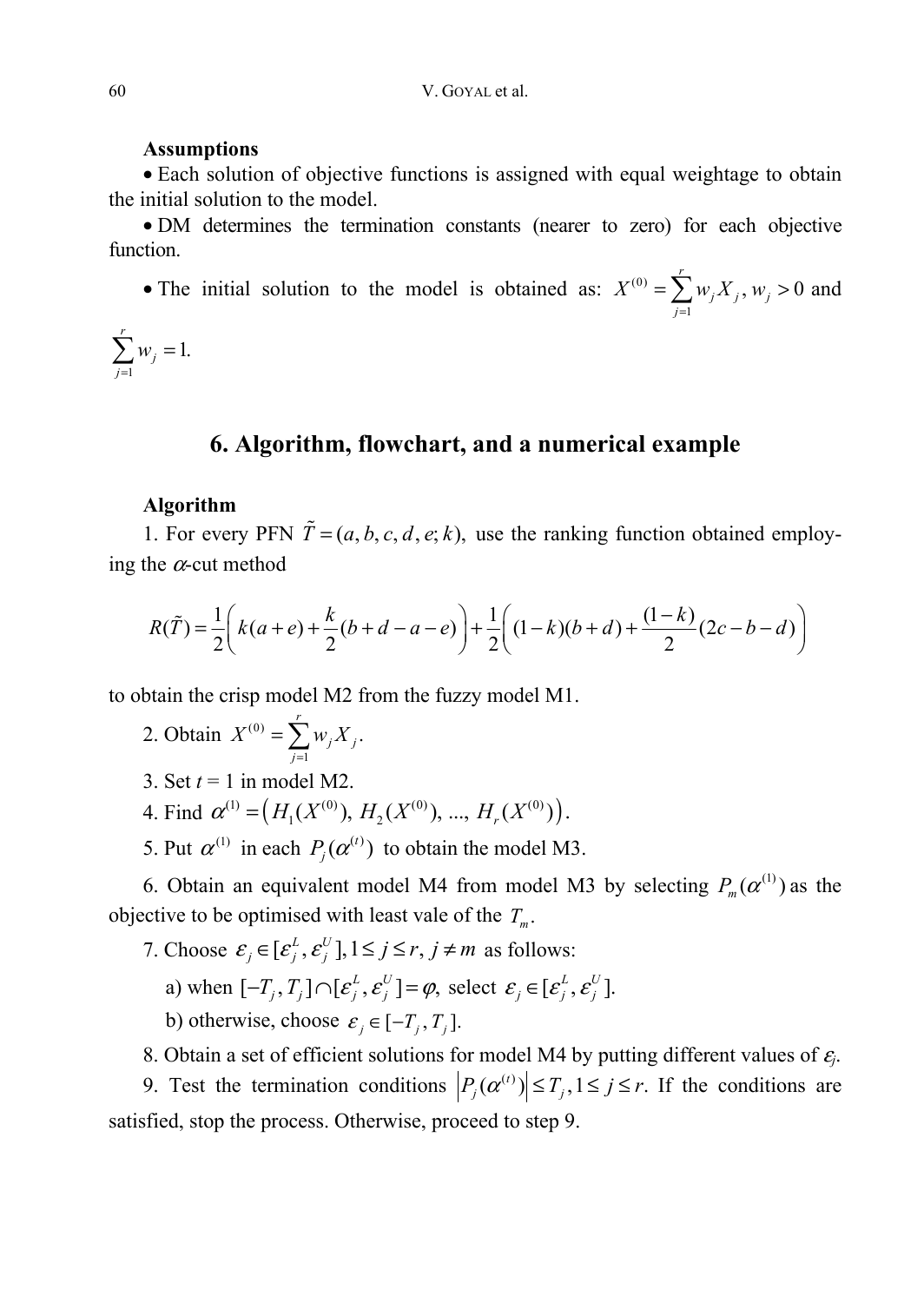**Assumptions**

- Each solution of objective functions is assigned with equal weightage to obtain the initial solution to the model.
- DM determines the termination constants (nearer to zero) for each objective function.
- The initial solution to the model is obtained as: $X^{(0)} = \sum_{j=1}^{r} w_j X_j, w_j > 0$ and $\sum_{j=1}^{r} w_j = 1.$

## 6. Algorithm, flowchart, and a numerical example

**Algorithm**

1. For every PFN $\tilde{T} = (a, b, c, d, e; k),$ use the ranking function obtained employing the $\alpha$-cut method

$$R(\tilde{T}) = \frac{1}{2}\left(k(a+e) + \frac{k}{2}(b+d-a-e)\right) + \frac{1}{2}\left((1-k)(b+d) + \frac{(1-k)}{2}(2c-b-d)\right)$$

to obtain the crisp model M2 from the fuzzy model M1.

2. Obtain $X^{(0)} = \sum_{j=1}^{r} w_j X_j.$

3. Set $t = 1$ in model M2.

4. Find $\alpha^{(1)} = \left(H_1(X^{(0)}), H_2(X^{(0)}), ..., H_r(X^{(0)})\right).$

5. Put $\alpha^{(1)}$ in each $P_j(\alpha^{(t)})$ to obtain the model M3.

6. Obtain an equivalent model M4 from model M3 by selecting $P_m(\alpha^{(1)})$ as the objective to be optimised with least vale of the $T_m$.

7. Choose $\varepsilon_j \in [\varepsilon_j^L, \varepsilon_j^U], 1 \le j \le r, j \ne m$ as follows:

   a) when $[-T_j, T_j] \cap [\varepsilon_j^L, \varepsilon_j^U] = \varphi,$ select $\varepsilon_j \in [\varepsilon_j^L, \varepsilon_j^U].$

   b) otherwise, choose $\varepsilon_j \in [-T_j, T_j].$

8. Obtain a set of efficient solutions for model M4 by putting different values of $\varepsilon_j$.

9. Test the termination conditions $\left|P_j(\alpha^{(t)})\right| \le T_j, 1 \le j \le r.$ If the conditions are satisfied, stop the process. Otherwise, proceed to step 9.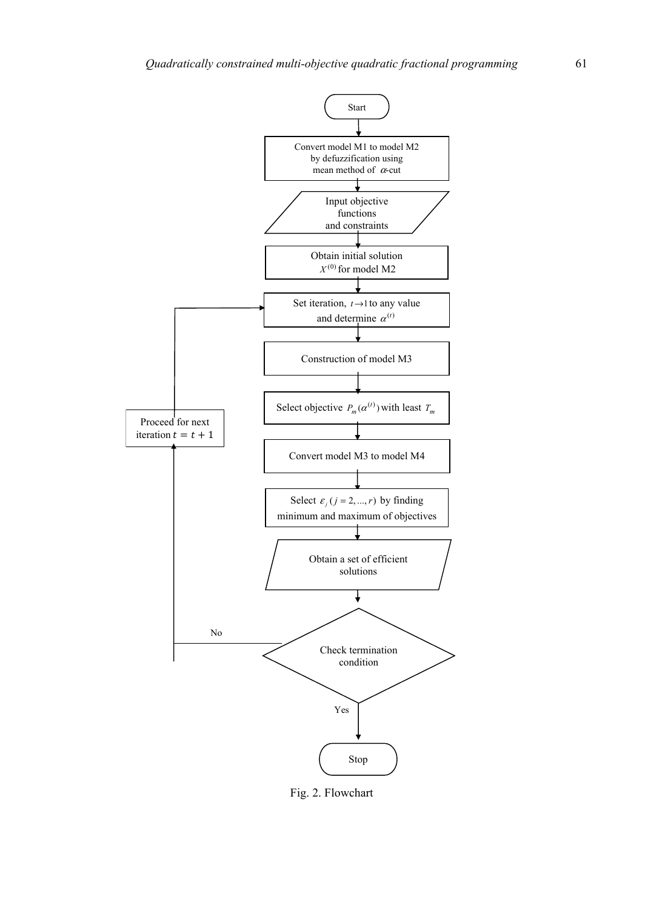Start

Convert model M1 to model M2 by defuzzification using mean method of $\alpha$-cut

Input objective functions and constraints

Obtain initial solution $X^{(0)}$ for model M2

Set iteration, $t \rightarrow 1$ to any value and determine $\alpha^{(t)}$

Construction of model M3

Select objective $P_m(\alpha^{(t)})$ with least $T_m$

Convert model M3 to model M4

Select $\varepsilon_j$ $(j = 2, ..., r)$ by finding minimum and maximum of objectives

Obtain a set of efficient solutions

Check termination condition

No → Proceed for next iteration $t = t + 1$

Yes → Stop

Fig. 2. Flowchart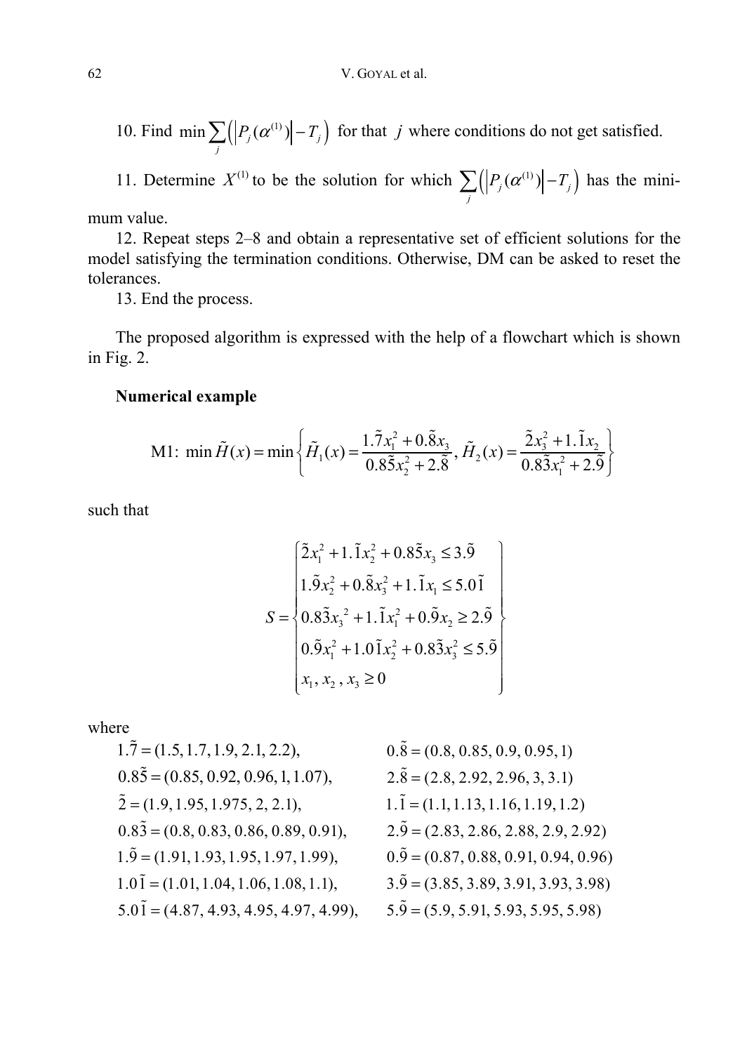10. Find $\min \sum_j \left( \left| P_j(\alpha^{(1)}) \right| - T_j \right)$ for that $j$ where conditions do not get satisfied.

11. Determine $X^{(1)}$ to be the solution for which $\sum_j \left( \left| P_j(\alpha^{(1)}) \right| - T_j \right)$ has the minimum value.

12. Repeat steps 2–8 and obtain a representative set of efficient solutions for the model satisfying the termination conditions. Otherwise, DM can be asked to reset the tolerances.

13. End the process.

The proposed algorithm is expressed with the help of a flowchart which is shown in Fig. 2.

**Numerical example**

$$\text{M1: } \min \tilde{H}(x) = \min \left\{ \tilde{H}_1(x) = \frac{1.\tilde{7}x_1^2 + 0.\tilde{8}x_3}{0.8\tilde{5}x_2^2 + 2.\tilde{8}}, \tilde{H}_2(x) = \frac{\tilde{2}x_3^2 + 1.\tilde{1}x_2}{0.8\tilde{3}x_1^2 + 2.\tilde{9}} \right\}$$

such that

$$S = \begin{Bmatrix} \tilde{2}x_1^2 + 1.\tilde{1}x_2^2 + 0.8\tilde{5}x_3 \le 3.\tilde{9} \\ 1.\tilde{9}x_2^2 + 0.\tilde{8}x_3^2 + 1.\tilde{1}x_1 \le 5.0\tilde{1} \\ 0.8\tilde{3}x_3^{\,2} + 1.\tilde{1}x_1^2 + 0.\tilde{9}x_2 \ge 2.\tilde{9} \\ 0.\tilde{9}x_1^2 + 1.0\tilde{1}x_2^2 + 0.8\tilde{3}x_3^2 \le 5.\tilde{9} \\ x_1, x_2, x_3 \ge 0 \end{Bmatrix}$$

where

$1.\tilde{7} = (1.5, 1.7, 1.9, 2.1, 2.2)$, $\quad 0.\tilde{8} = (0.8, 0.85, 0.9, 0.95, 1)$

$0.8\tilde{5} = (0.85, 0.92, 0.96, 1, 1.07)$, $\quad 2.\tilde{8} = (2.8, 2.92, 2.96, 3, 3.1)$

$\tilde{2} = (1.9, 1.95, 1.975, 2, 2.1)$, $\quad 1.\tilde{1} = (1.1, 1.13, 1.16, 1.19, 1.2)$

$0.8\tilde{3} = (0.8, 0.83, 0.86, 0.89, 0.91)$, $\quad 2.\tilde{9} = (2.83, 2.86, 2.88, 2.9, 2.92)$

$1.\tilde{9} = (1.91, 1.93, 1.95, 1.97, 1.99)$, $\quad 0.\tilde{9} = (0.87, 0.88, 0.91, 0.94, 0.96)$

$1.0\tilde{1} = (1.01, 1.04, 1.06, 1.08, 1.1)$, $\quad 3.\tilde{9} = (3.85, 3.89, 3.91, 3.93, 3.98)$

$5.0\tilde{1} = (4.87, 4.93, 4.95, 4.97, 4.99)$, $\quad 5.\tilde{9} = (5.9, 5.91, 5.93, 5.95, 5.98)$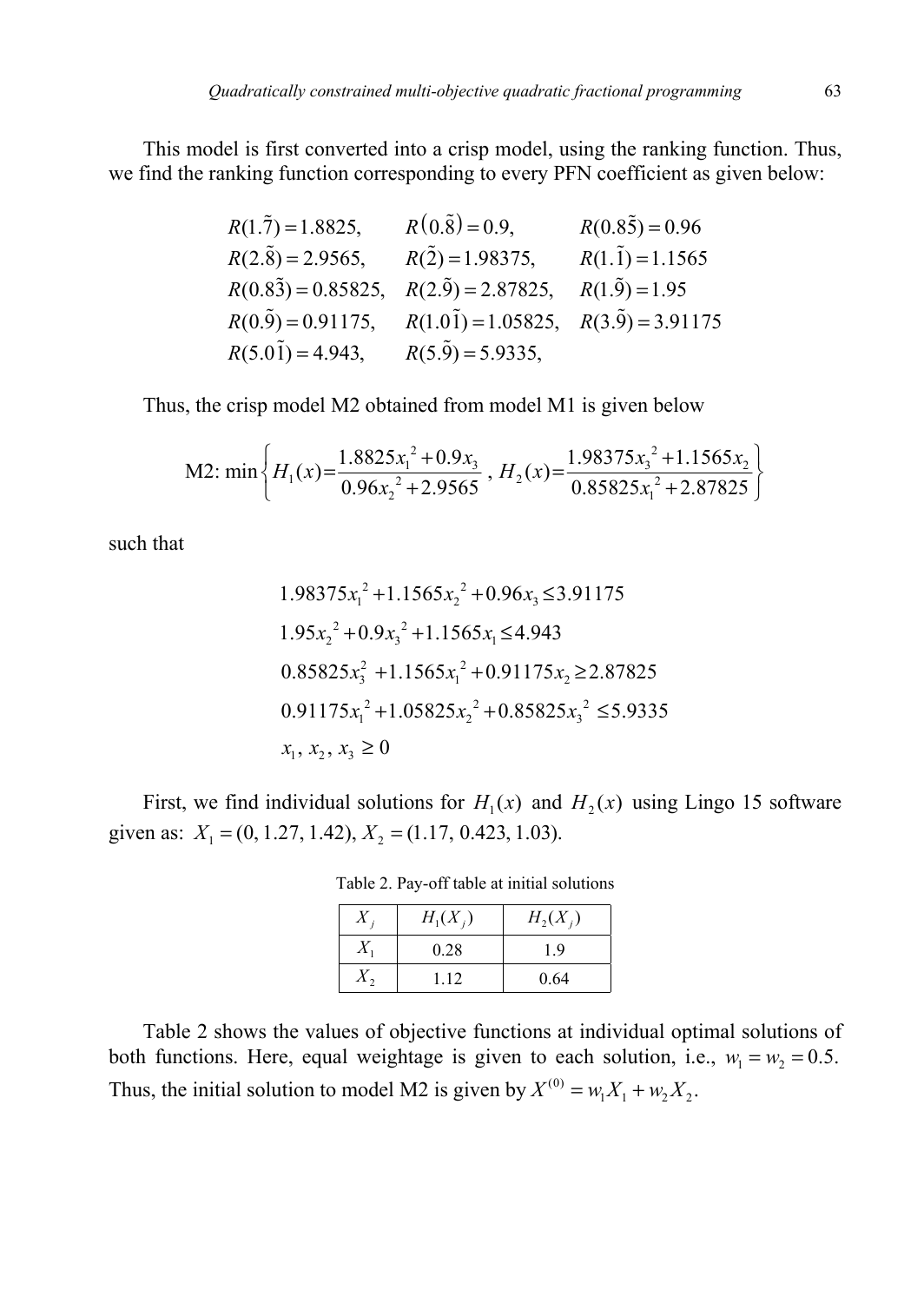This model is first converted into a crisp model, using the ranking function. Thus, we find the ranking function corresponding to every PFN coefficient as given below:

$$
\begin{array}{lll}
R(1.\tilde{7}) = 1.8825, & R(0.\tilde{8}) = 0.9, & R(0.8\tilde{5}) = 0.96 \\
R(2.\tilde{8}) = 2.9565, & R(\tilde{2}) = 1.98375, & R(1.\tilde{1}) = 1.1565 \\
R(0.8\tilde{3}) = 0.85825, & R(2.\tilde{9}) = 2.87825, & R(1.\tilde{9}) = 1.95 \\
R(0.\tilde{9}) = 0.91175, & R(1.0\tilde{1}) = 1.05825, & R(3.\tilde{9}) = 3.91175 \\
R(5.0\tilde{1}) = 4.943, & R(5.\tilde{9}) = 5.9335, &
\end{array}
$$

Thus, the crisp model M2 obtained from model M1 is given below

$$
\text{M2: } \min \left\{ H_1(x) = \frac{1.8825x_1^2 + 0.9x_3}{0.96x_2^2 + 2.9565},\ H_2(x) = \frac{1.98375x_3^2 + 1.1565x_2}{0.85825x_1^2 + 2.87825} \right\}
$$

such that

$$
\begin{aligned}
&1.98375x_1^2 + 1.1565x_2^2 + 0.96x_3 \le 3.91175 \\
&1.95x_2^2 + 0.9x_3^2 + 1.1565x_1 \le 4.943 \\
&0.85825x_3^2 + 1.1565x_1^2 + 0.91175x_2 \ge 2.87825 \\
&0.91175x_1^2 + 1.05825x_2^2 + 0.85825x_3^2 \le 5.9335 \\
&x_1,\ x_2,\ x_3 \ge 0
\end{aligned}
$$

First, we find individual solutions for $H_1(x)$ and $H_2(x)$ using Lingo 15 software given as: $X_1 = (0, 1.27, 1.42)$, $X_2 = (1.17, 0.423, 1.03)$.

Table 2. Pay-off table at initial solutions

| $X_j$ | $H_1(X_j)$ | $H_2(X_j)$ |
|---|---|---|
| $X_1$ | 0.28 | 1.9 |
| $X_2$ | 1.12 | 0.64 |

Table 2 shows the values of objective functions at individual optimal solutions of both functions. Here, equal weightage is given to each solution, i.e., $w_1 = w_2 = 0.5$. Thus, the initial solution to model M2 is given by $X^{(0)} = w_1 X_1 + w_2 X_2$.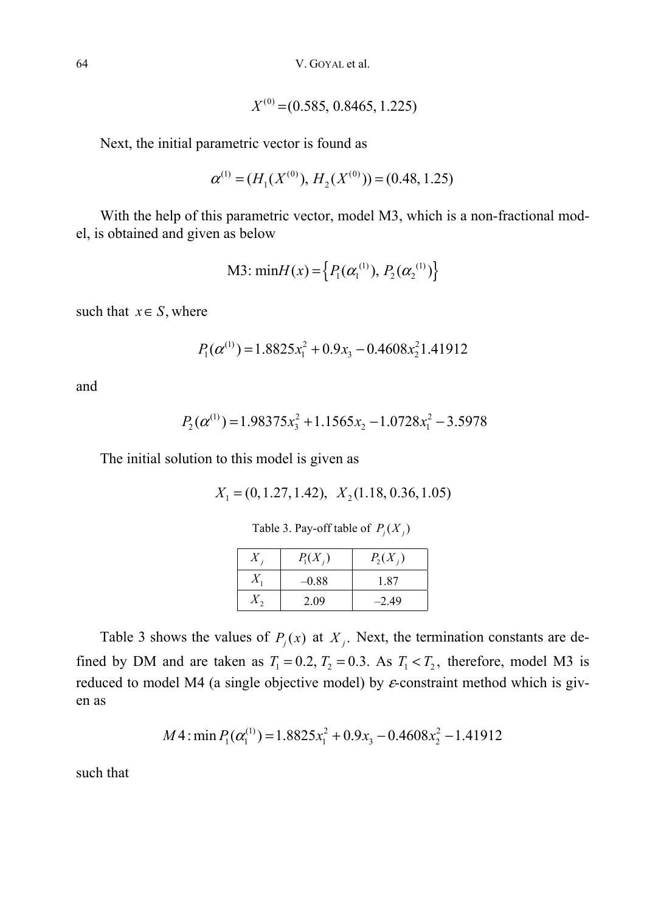$$X^{(0)} = (0.585,\ 0.8465,\ 1.225)$$

Next, the initial parametric vector is found as

$$\alpha^{(1)} = (H_1(X^{(0)}),\ H_2(X^{(0)})) = (0.48,\ 1.25)$$

With the help of this parametric vector, model M3, which is a non-fractional model, is obtained and given as below

$$\text{M3: min}H(x) = \left\{P_1(\alpha_1^{(1)}),\ P_2(\alpha_2^{(1)})\right\}$$

such that $x \in S$, where

$$P_1(\alpha^{(1)}) = 1.8825x_1^2 + 0.9x_3 - 0.4608x_2^2 1.41912$$

and

$$P_2(\alpha^{(1)}) = 1.98375x_3^2 + 1.1565x_2 - 1.0728x_1^2 - 3.5978$$

The initial solution to this model is given as

$$X_1 = (0, 1.27, 1.42),\quad X_2(1.18, 0.36, 1.05)$$

Table 3. Pay-off table of $P_j(X_j)$

| $X_j$ | $P_1(X_j)$ | $P_2(X_j)$ |
|---|---|---|
| $X_1$ | –0.88 | 1.87 |
| $X_2$ | 2.09 | –2.49 |

Table 3 shows the values of $P_j(x)$ at $X_j$. Next, the termination constants are defined by DM and are taken as $T_1 = 0.2,\ T_2 = 0.3$. As $T_1 < T_2$, therefore, model M3 is reduced to model M4 (a single objective model) by $\varepsilon$-constraint method which is given as

$$M4: \min P_1(\alpha_1^{(1)}) = 1.8825x_1^2 + 0.9x_3 - 0.4608x_2^2 - 1.41912$$

such that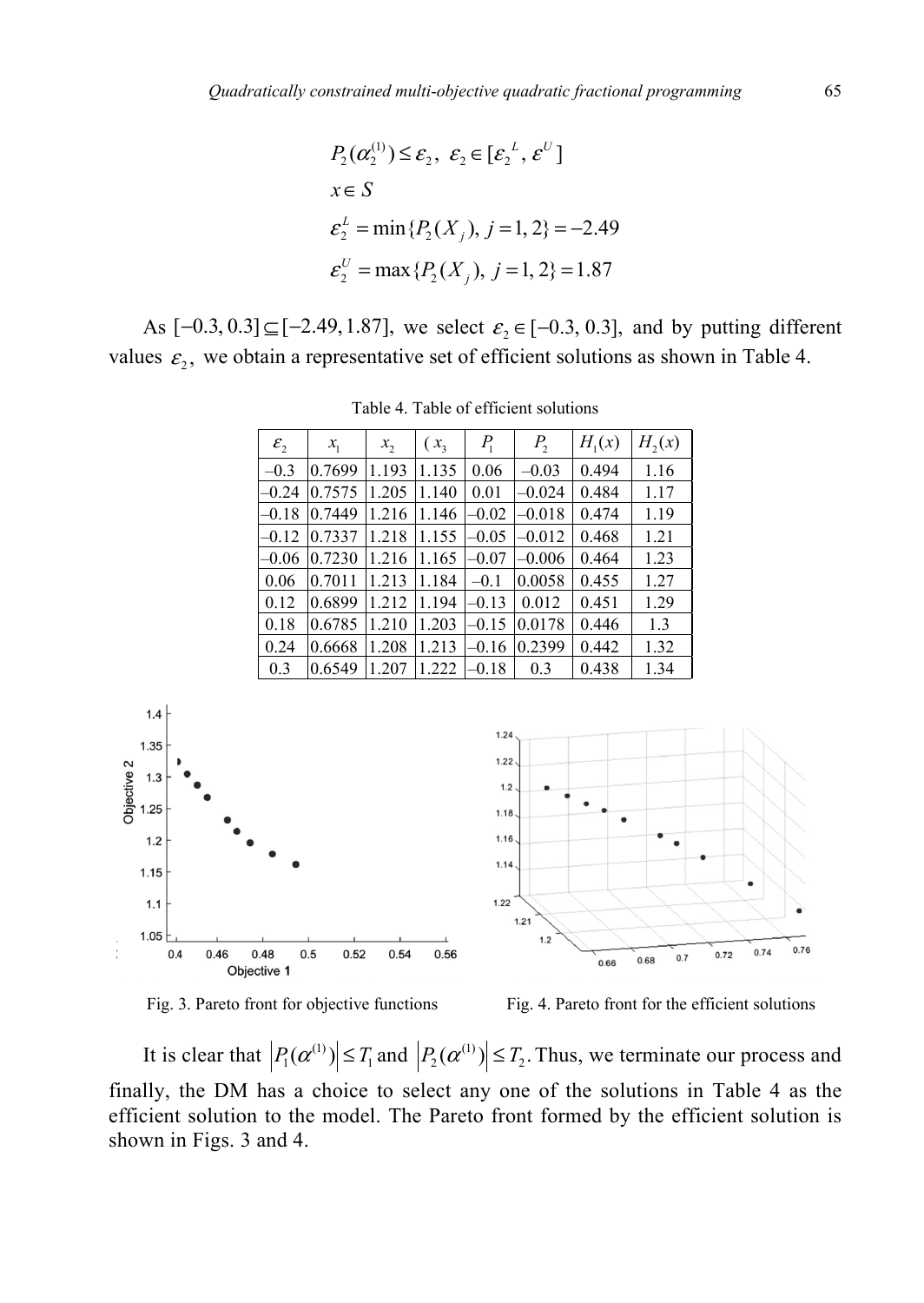$$P_2(\alpha_2^{(1)}) \le \varepsilon_2,\ \varepsilon_2 \in [\varepsilon_2^L, \varepsilon^U]$$

$$x \in S$$

$$\varepsilon_2^L = \min\{P_2(X_j),\ j = 1, 2\} = -2.49$$

$$\varepsilon_2^U = \max\{P_2(X_j),\ j = 1, 2\} = 1.87$$

As $[-0.3, 0.3] \subseteq [-2.49, 1.87]$, we select $\varepsilon_2 \in [-0.3, 0.3]$, and by putting different values $\varepsilon_2$, we obtain a representative set of efficient solutions as shown in Table 4.

Table 4. Table of efficient solutions

| $\varepsilon_2$ | $x_1$ | $x_2$ | $(x_3$ | $P_1$ | $P_2$ | $H_1(x)$ | $H_2(x)$ |
|---|---|---|---|---|---|---|---|
| –0.3 | 0.7699 | 1.193 | 1.135 | 0.06 | –0.03 | 0.494 | 1.16 |
| –0.24 | 0.7575 | 1.205 | 1.140 | 0.01 | –0.024 | 0.484 | 1.17 |
| –0.18 | 0.7449 | 1.216 | 1.146 | –0.02 | –0.018 | 0.474 | 1.19 |
| –0.12 | 0.7337 | 1.218 | 1.155 | –0.05 | –0.012 | 0.468 | 1.21 |
| –0.06 | 0.7230 | 1.216 | 1.165 | –0.07 | –0.006 | 0.464 | 1.23 |
| 0.06 | 0.7011 | 1.213 | 1.184 | –0.1 | 0.0058 | 0.455 | 1.27 |
| 0.12 | 0.6899 | 1.212 | 1.194 | –0.13 | 0.012 | 0.451 | 1.29 |
| 0.18 | 0.6785 | 1.210 | 1.203 | –0.15 | 0.0178 | 0.446 | 1.3 |
| 0.24 | 0.6668 | 1.208 | 1.213 | –0.16 | 0.2399 | 0.442 | 1.32 |
| 0.3 | 0.6549 | 1.207 | 1.222 | –0.18 | 0.3 | 0.438 | 1.34 |

Fig. 3. Pareto front for objective functions

Fig. 4. Pareto front for the efficient solutions

It is clear that $\left|P_1(\alpha^{(1)})\right| \le T_1$ and $\left|P_2(\alpha^{(1)})\right| \le T_2$. Thus, we terminate our process and finally, the DM has a choice to select any one of the solutions in Table 4 as the efficient solution to the model. The Pareto front formed by the efficient solution is shown in Figs. 3 and 4.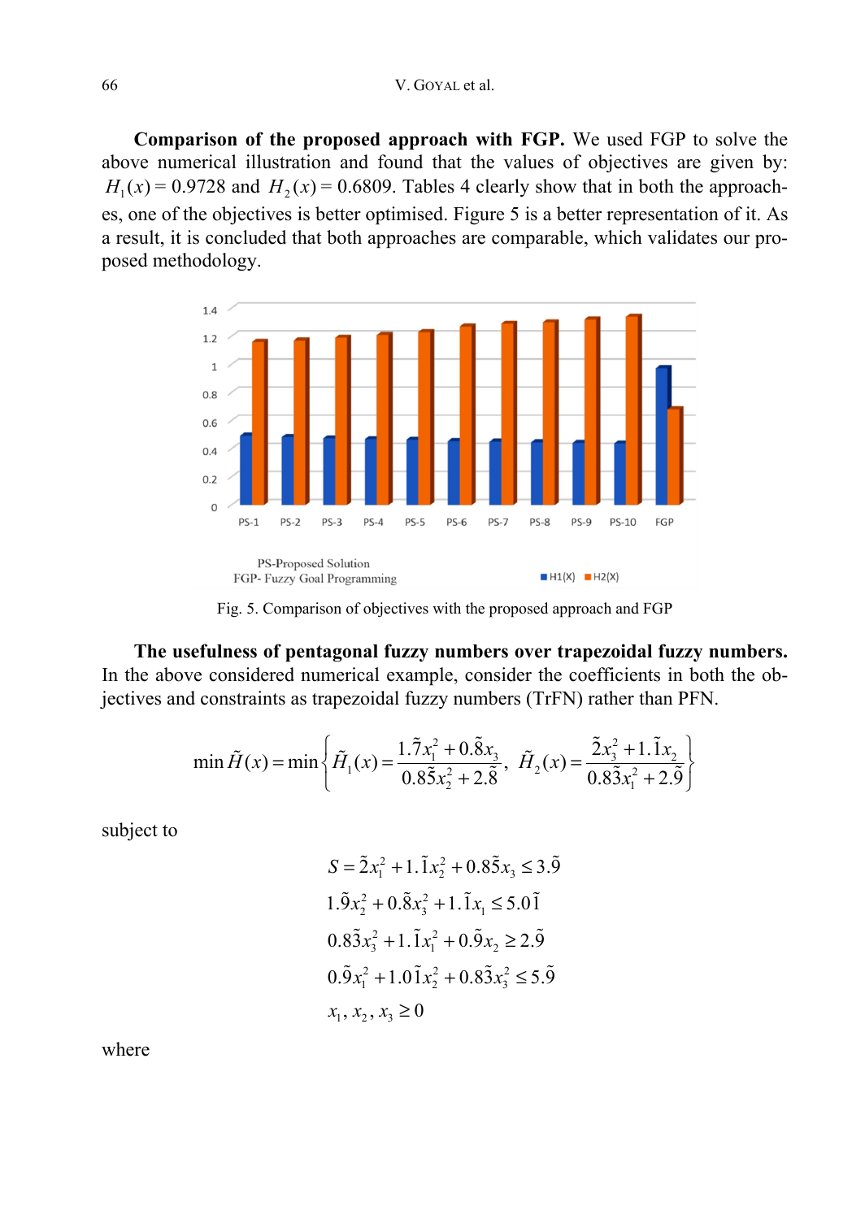**Comparison of the proposed approach with FGP.** We used FGP to solve the above numerical illustration and found that the values of objectives are given by: $H_1(x) = 0.9728$ and $H_2(x) = 0.6809$. Tables 4 clearly show that in both the approaches, one of the objectives is better optimised. Figure 5 is a better representation of it. As a result, it is concluded that both approaches are comparable, which validates our proposed methodology.

Fig. 5. Comparison of objectives with the proposed approach and FGP

**The usefulness of pentagonal fuzzy numbers over trapezoidal fuzzy numbers.** In the above considered numerical example, consider the coefficients in both the objectives and constraints as trapezoidal fuzzy numbers (TrFN) rather than PFN.

$$\min \tilde{H}(x) = \min \left\{ \tilde{H}_1(x) = \frac{1.\tilde{7}x_1^2 + 0.\tilde{8}x_3}{0.8\tilde{5}x_2^2 + 2.\tilde{8}},\ \tilde{H}_2(x) = \frac{\tilde{2}x_3^2 + 1.\tilde{1}x_2}{0.8\tilde{3}x_1^2 + 2.\tilde{9}} \right\}$$

subject to

$$S = \tilde{2}x_1^2 + 1.\tilde{1}x_2^2 + 0.8\tilde{5}x_3 \le 3.\tilde{9}$$

$$1.\tilde{9}x_2^2 + 0.\tilde{8}x_3^2 + 1.\tilde{1}x_1 \le 5.0\tilde{1}$$

$$0.8\tilde{3}x_3^2 + 1.\tilde{1}x_1^2 + 0.\tilde{9}x_2 \ge 2.\tilde{9}$$

$$0.\tilde{9}x_1^2 + 1.0\tilde{1}x_2^2 + 0.8\tilde{3}x_3^2 \le 5.\tilde{9}$$

$$x_1, x_2, x_3 \ge 0$$

where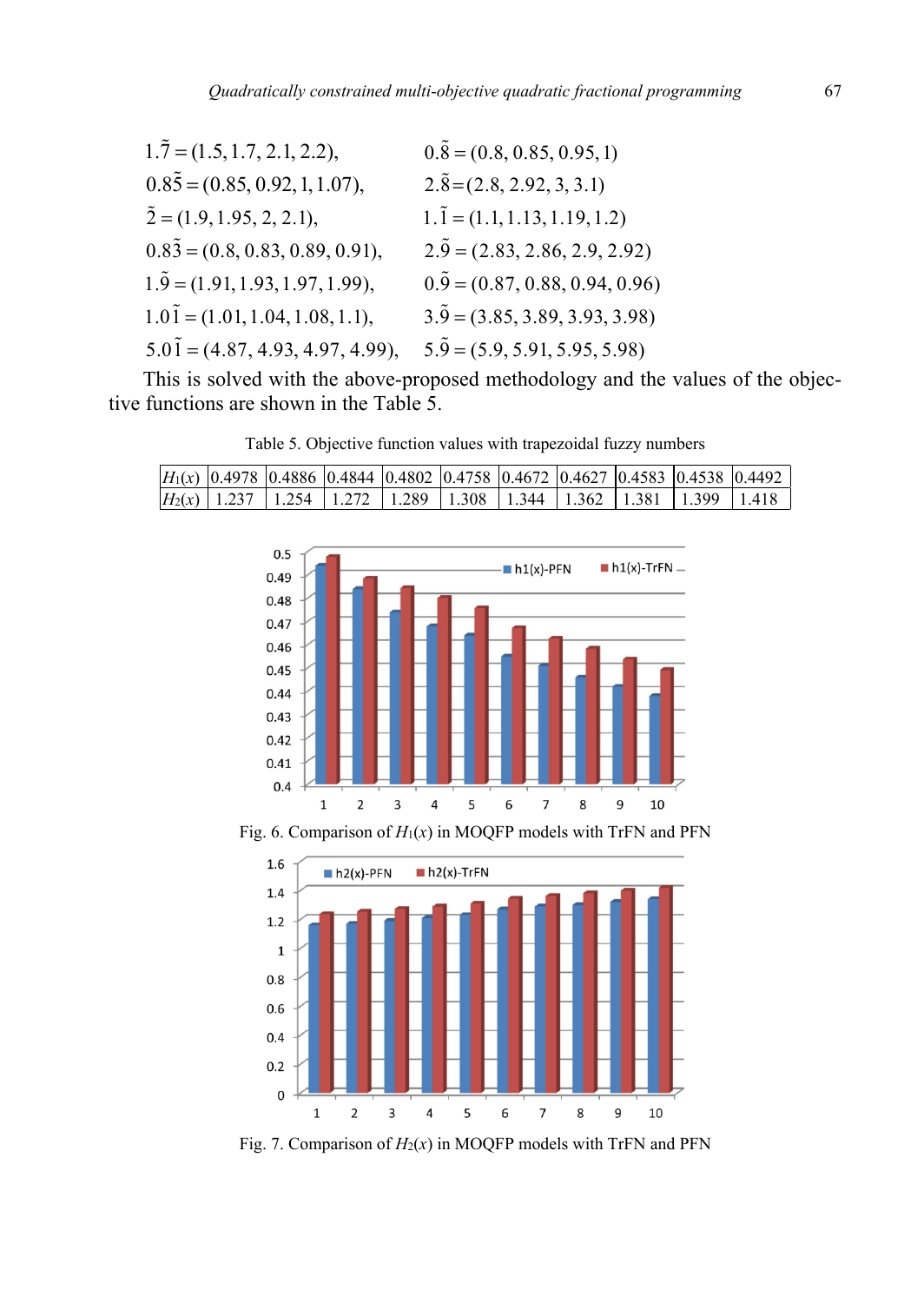$$1.\tilde{7} = (1.5, 1.7, 2.1, 2.2), \qquad 0.\tilde{8} = (0.8, 0.85, 0.95, 1)$$

$$0.8\tilde{5} = (0.85, 0.92, 1, 1.07), \qquad 2.\tilde{8} = (2.8, 2.92, 3, 3.1)$$

$$\tilde{2} = (1.9, 1.95, 2, 2.1), \qquad 1.\tilde{1} = (1.1, 1.13, 1.19, 1.2)$$

$$0.8\tilde{3} = (0.8, 0.83, 0.89, 0.91), \qquad 2.\tilde{9} = (2.83, 2.86, 2.9, 2.92)$$

$$1.\tilde{9} = (1.91, 1.93, 1.97, 1.99), \qquad 0.\tilde{9} = (0.87, 0.88, 0.94, 0.96)$$

$$1.0\tilde{1} = (1.01, 1.04, 1.08, 1.1), \qquad 3.\tilde{9} = (3.85, 3.89, 3.93, 3.98)$$

$$5.0\tilde{1} = (4.87, 4.93, 4.97, 4.99), \qquad 5.\tilde{9} = (5.9, 5.91, 5.95, 5.98)$$

This is solved with the above-proposed methodology and the values of the objective functions are shown in the Table 5.

Table 5. Objective function values with trapezoidal fuzzy numbers

| $H_1(x)$ | 0.4978 | 0.4886 | 0.4844 | 0.4802 | 0.4758 | 0.4672 | 0.4627 | 0.4583 | 0.4538 | 0.4492 |
|---|---|---|---|---|---|---|---|---|---|---|
| $H_2(x)$ | 1.237 | 1.254 | 1.272 | 1.289 | 1.308 | 1.344 | 1.362 | 1.381 | 1.399 | 1.418 |

Fig. 6. Comparison of $H_1(x)$ in MOQFP models with TrFN and PFN

Fig. 7. Comparison of $H_2(x)$ in MOQFP models with TrFN and PFN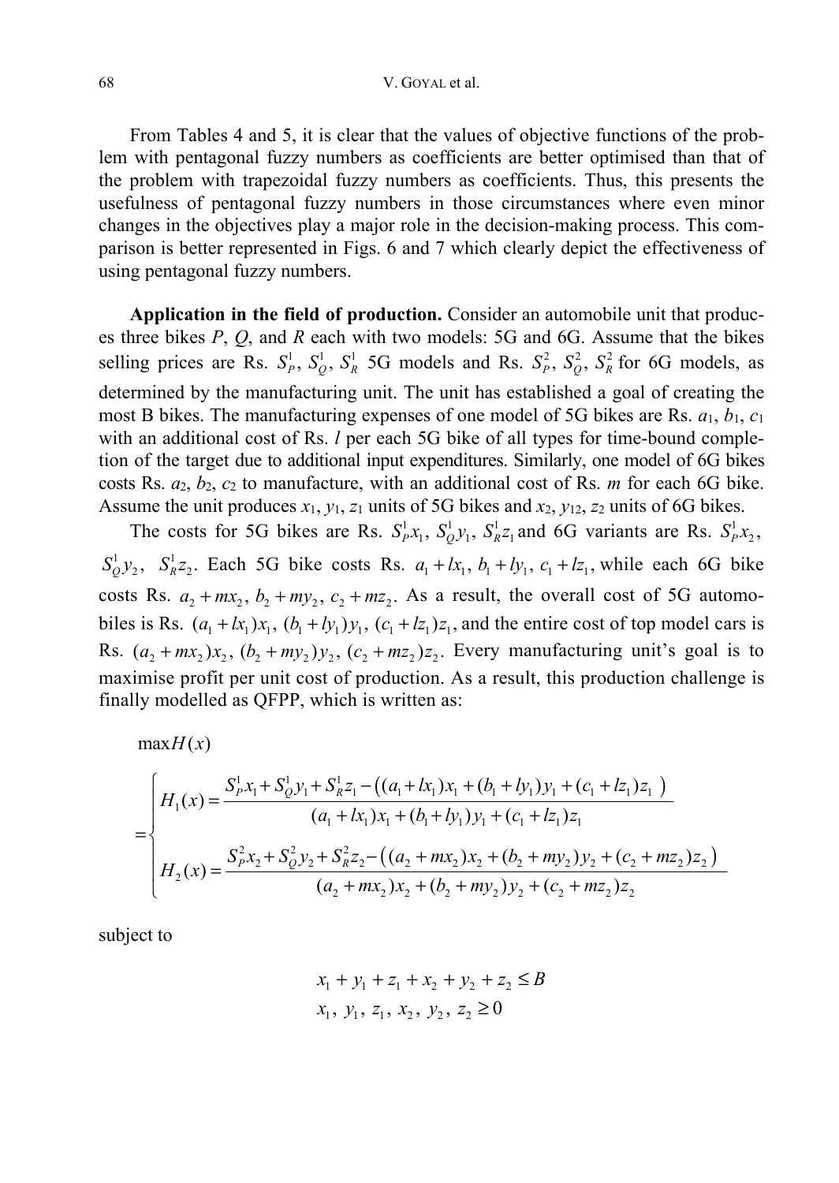From Tables 4 and 5, it is clear that the values of objective functions of the problem with pentagonal fuzzy numbers as coefficients are better optimised than that of the problem with trapezoidal fuzzy numbers as coefficients. Thus, this presents the usefulness of pentagonal fuzzy numbers in those circumstances where even minor changes in the objectives play a major role in the decision-making process. This comparison is better represented in Figs. 6 and 7 which clearly depict the effectiveness of using pentagonal fuzzy numbers.

**Application in the field of production.** Consider an automobile unit that produces three bikes $P$, $Q$, and $R$ each with two models: 5G and 6G. Assume that the bikes selling prices are Rs. $S_P^1$, $S_Q^1$, $S_R^1$ 5G models and Rs. $S_P^2$, $S_Q^2$, $S_R^2$ for 6G models, as determined by the manufacturing unit. The unit has established a goal of creating the most B bikes. The manufacturing expenses of one model of 5G bikes are Rs. $a_1$, $b_1$, $c_1$ with an additional cost of Rs. $l$ per each 5G bike of all types for time-bound completion of the target due to additional input expenditures. Similarly, one model of 6G bikes costs Rs. $a_2$, $b_2$, $c_2$ to manufacture, with an additional cost of Rs. $m$ for each 6G bike. Assume the unit produces $x_1$, $y_1$, $z_1$ units of 5G bikes and $x_2$, $y_{12}$, $z_2$ units of 6G bikes.

The costs for 5G bikes are Rs. $S_P^1 x_1$, $S_Q^1 y_1$, $S_R^1 z_1$ and 6G variants are Rs. $S_P^1 x_2$, $S_Q^1 y_2$, $S_R^1 z_2$. Each 5G bike costs Rs. $a_1 + lx_1$, $b_1 + ly_1$, $c_1 + lz_1$, while each 6G bike costs Rs. $a_2 + mx_2$, $b_2 + my_2$, $c_2 + mz_2$. As a result, the overall cost of 5G automobiles is Rs. $(a_1 + lx_1)x_1$, $(b_1 + ly_1)y_1$, $(c_1 + lz_1)z_1$, and the entire cost of top model cars is Rs. $(a_2 + mx_2)x_2$, $(b_2 + my_2)y_2$, $(c_2 + mz_2)z_2$. Every manufacturing unit's goal is to maximise profit per unit cost of production. As a result, this production challenge is finally modelled as QFPP, which is written as:

$$\max H(x)$$

$$= \begin{cases} H_1(x) = \dfrac{S_P^1 x_1 + S_Q^1 y_1 + S_R^1 z_1 - \left((a_1 + lx_1)x_1 + (b_1 + ly_1)y_1 + (c_1 + lz_1)z_1\right)}{(a_1 + lx_1)x_1 + (b_1 + ly_1)y_1 + (c_1 + lz_1)z_1} \\[2ex] H_2(x) = \dfrac{S_P^2 x_2 + S_Q^2 y_2 + S_R^2 z_2 - \left((a_2 + mx_2)x_2 + (b_2 + my_2)y_2 + (c_2 + mz_2)z_2\right)}{(a_2 + mx_2)x_2 + (b_2 + my_2)y_2 + (c_2 + mz_2)z_2} \end{cases}$$

subject to

$$x_1 + y_1 + z_1 + x_2 + y_2 + z_2 \le B$$
$$x_1,\ y_1,\ z_1,\ x_2,\ y_2,\ z_2 \ge 0$$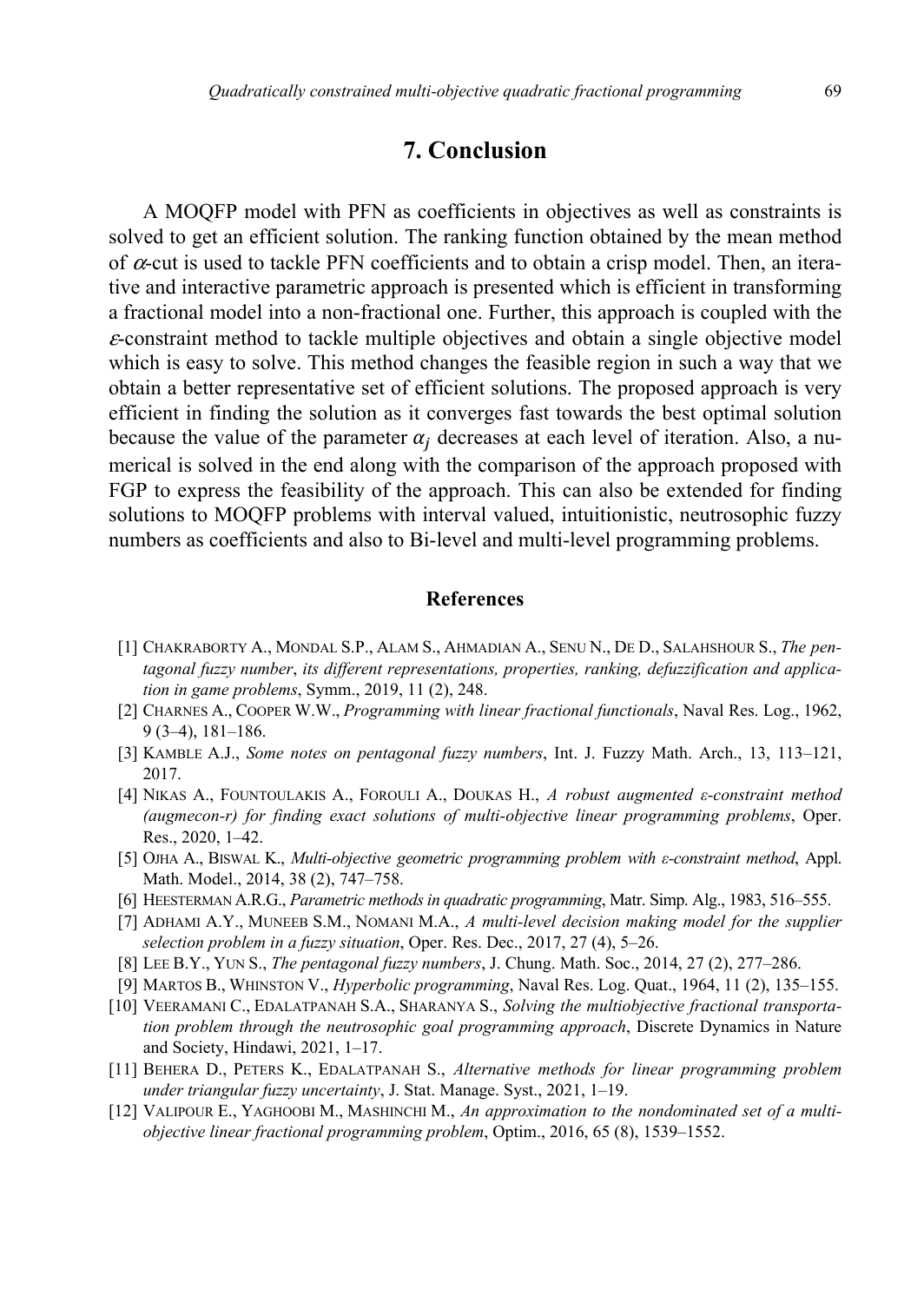## 7. Conclusion

A MOQFP model with PFN as coefficients in objectives as well as constraints is solved to get an efficient solution. The ranking function obtained by the mean method of $\alpha$-cut is used to tackle PFN coefficients and to obtain a crisp model. Then, an iterative and interactive parametric approach is presented which is efficient in transforming a fractional model into a non-fractional one. Further, this approach is coupled with the $\varepsilon$-constraint method to tackle multiple objectives and obtain a single objective model which is easy to solve. This method changes the feasible region in such a way that we obtain a better representative set of efficient solutions. The proposed approach is very efficient in finding the solution as it converges fast towards the best optimal solution because the value of the parameter $\alpha_j$ decreases at each level of iteration. Also, a numerical is solved in the end along with the comparison of the approach proposed with FGP to express the feasibility of the approach. This can also be extended for finding solutions to MOQFP problems with interval valued, intuitionistic, neutrosophic fuzzy numbers as coefficients and also to Bi-level and multi-level programming problems.

### References

[1] CHAKRABORTY A., MONDAL S.P., ALAM S., AHMADIAN A., SENU N., DE D., SALAHSHOUR S., *The pentagonal fuzzy number, its different representations, properties, ranking, defuzzification and application in game problems*, Symm., 2019, 11 (2), 248.

[2] CHARNES A., COOPER W.W., *Programming with linear fractional functionals*, Naval Res. Log., 1962, 9 (3–4), 181–186.

[3] KAMBLE A.J., *Some notes on pentagonal fuzzy numbers*, Int. J. Fuzzy Math. Arch., 13, 113–121, 2017.

[4] NIKAS A., FOUNTOULAKIS A., FOROULI A., DOUKAS H., *A robust augmented ε-constraint method (augmecon-r) for finding exact solutions of multi-objective linear programming problems*, Oper. Res., 2020, 1–42.

[5] OJHA A., BISWAL K., *Multi-objective geometric programming problem with ε-constraint method*, Appl. Math. Model., 2014, 38 (2), 747–758.

[6] HEESTERMAN A.R.G., *Parametric methods in quadratic programming*, Matr. Simp. Alg., 1983, 516–555.

[7] ADHAMI A.Y., MUNEEB S.M., NOMANI M.A., *A multi-level decision making model for the supplier selection problem in a fuzzy situation*, Oper. Res. Dec., 2017, 27 (4), 5–26.

[8] LEE B.Y., YUN S., *The pentagonal fuzzy numbers*, J. Chung. Math. Soc., 2014, 27 (2), 277–286.

[9] MARTOS B., WHINSTON V., *Hyperbolic programming*, Naval Res. Log. Quat., 1964, 11 (2), 135–155.

[10] VEERAMANI C., EDALATPANAH S.A., SHARANYA S., *Solving the multiobjective fractional transportation problem through the neutrosophic goal programming approach*, Discrete Dynamics in Nature and Society, Hindawi, 2021, 1–17.

[11] BEHERA D., PETERS K., EDALATPANAH S., *Alternative methods for linear programming problem under triangular fuzzy uncertainty*, J. Stat. Manage. Syst., 2021, 1–19.

[12] VALIPOUR E., YAGHOOBI M., MASHINCHI M., *An approximation to the nondominated set of a multiobjective linear fractional programming problem*, Optim., 2016, 65 (8), 1539–1552.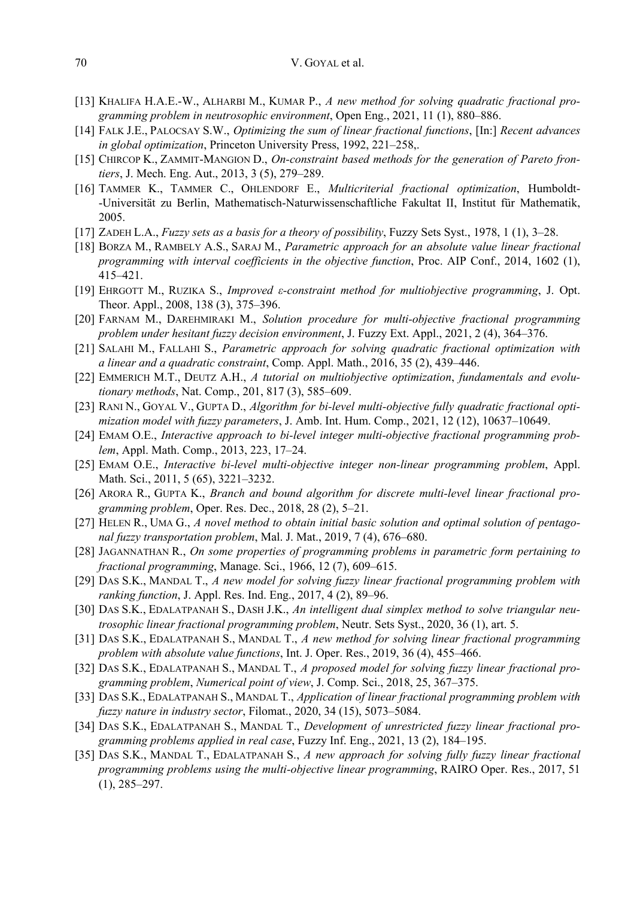[13] KHALIFA H.A.E.-W., ALHARBI M., KUMAR P., *A new method for solving quadratic fractional programming problem in neutrosophic environment*, Open Eng., 2021, 11 (1), 880–886.

[14] FALK J.E., PALOCSAY S.W., *Optimizing the sum of linear fractional functions*, [In:] *Recent advances in global optimization*, Princeton University Press, 1992, 221–258,.

[15] CHIRCOP K., ZAMMIT-MANGION D., *On-constraint based methods for the generation of Pareto frontiers*, J. Mech. Eng. Aut., 2013, 3 (5), 279–289.

[16] TAMMER K., TAMMER C., OHLENDORF E., *Multicriterial fractional optimization*, Humboldt--Universität zu Berlin, Mathematisch-Naturwissenschaftliche Fakultat II, Institut für Mathematik, 2005.

[17] ZADEH L.A., *Fuzzy sets as a basis for a theory of possibility*, Fuzzy Sets Syst., 1978, 1 (1), 3–28.

[18] BORZA M., RAMBELY A.S., SARAJ M., *Parametric approach for an absolute value linear fractional programming with interval coefficients in the objective function*, Proc. AIP Conf., 2014, 1602 (1), 415–421.

[19] EHRGOTT M., RUZIKA S., *Improved ε-constraint method for multiobjective programming*, J. Opt. Theor. Appl., 2008, 138 (3), 375–396.

[20] FARNAM M., DAREHMIRAKI M., *Solution procedure for multi-objective fractional programming problem under hesitant fuzzy decision environment*, J. Fuzzy Ext. Appl., 2021, 2 (4), 364–376.

[21] SALAHI M., FALLAHI S., *Parametric approach for solving quadratic fractional optimization with a linear and a quadratic constraint*, Comp. Appl. Math., 2016, 35 (2), 439–446.

[22] EMMERICH M.T., DEUTZ A.H., *A tutorial on multiobjective optimization*, *fundamentals and evolutionary methods*, Nat. Comp., 201, 817 (3), 585–609.

[23] RANI N., GOYAL V., GUPTA D., *Algorithm for bi-level multi-objective fully quadratic fractional optimization model with fuzzy parameters*, J. Amb. Int. Hum. Comp., 2021, 12 (12), 10637–10649.

[24] EMAM O.E., *Interactive approach to bi-level integer multi-objective fractional programming problem*, Appl. Math. Comp., 2013, 223, 17–24.

[25] EMAM O.E., *Interactive bi-level multi-objective integer non-linear programming problem*, Appl. Math. Sci., 2011, 5 (65), 3221–3232.

[26] ARORA R., GUPTA K., *Branch and bound algorithm for discrete multi-level linear fractional programming problem*, Oper. Res. Dec., 2018, 28 (2), 5–21.

[27] HELEN R., UMA G., *A novel method to obtain initial basic solution and optimal solution of pentagonal fuzzy transportation problem*, Mal. J. Mat., 2019, 7 (4), 676–680.

[28] JAGANNATHAN R., *On some properties of programming problems in parametric form pertaining to fractional programming*, Manage. Sci., 1966, 12 (7), 609–615.

[29] DAS S.K., MANDAL T., *A new model for solving fuzzy linear fractional programming problem with ranking function*, J. Appl. Res. Ind. Eng., 2017, 4 (2), 89–96.

[30] DAS S.K., EDALATPANAH S., DASH J.K., *An intelligent dual simplex method to solve triangular neutrosophic linear fractional programming problem*, Neutr. Sets Syst., 2020, 36 (1), art. 5.

[31] DAS S.K., EDALATPANAH S., MANDAL T., *A new method for solving linear fractional programming problem with absolute value functions*, Int. J. Oper. Res., 2019, 36 (4), 455–466.

[32] DAS S.K., EDALATPANAH S., MANDAL T., *A proposed model for solving fuzzy linear fractional programming problem*, *Numerical point of view*, J. Comp. Sci., 2018, 25, 367–375.

[33] DAS S.K., EDALATPANAH S., MANDAL T., *Application of linear fractional programming problem with fuzzy nature in industry sector*, Filomat., 2020, 34 (15), 5073–5084.

[34] DAS S.K., EDALATPANAH S., MANDAL T., *Development of unrestricted fuzzy linear fractional programming problems applied in real case*, Fuzzy Inf. Eng., 2021, 13 (2), 184–195.

[35] DAS S.K., MANDAL T., EDALATPANAH S., *A new approach for solving fully fuzzy linear fractional programming problems using the multi-objective linear programming*, RAIRO Oper. Res., 2017, 51 (1), 285–297.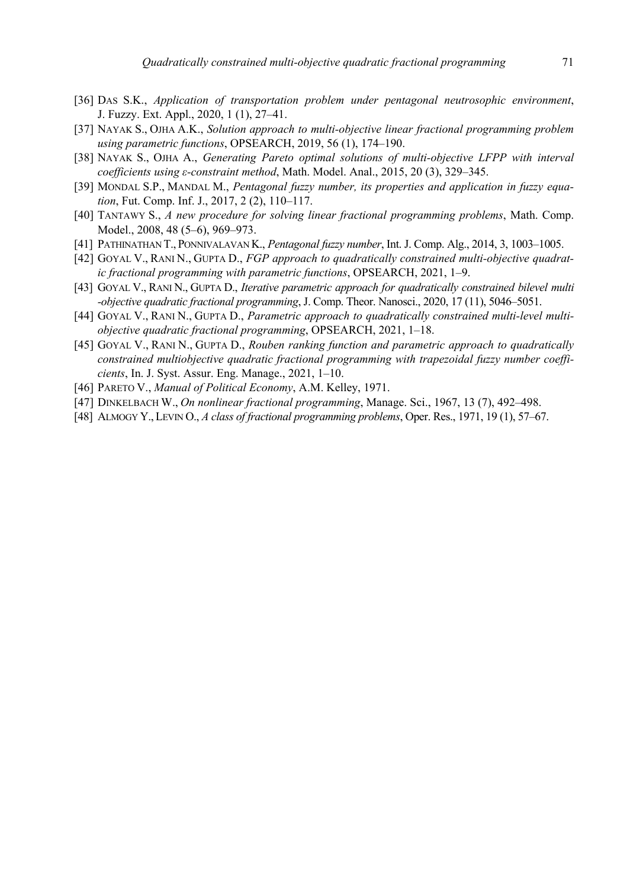[36] DAS S.K., *Application of transportation problem under pentagonal neutrosophic environment*, J. Fuzzy. Ext. Appl., 2020, 1 (1), 27–41.

[37] NAYAK S., OJHA A.K., *Solution approach to multi-objective linear fractional programming problem using parametric functions*, OPSEARCH, 2019, 56 (1), 174–190.

[38] NAYAK S., OJHA A., *Generating Pareto optimal solutions of multi-objective LFPP with interval coefficients using ε-constraint method*, Math. Model. Anal., 2015, 20 (3), 329–345.

[39] MONDAL S.P., MANDAL M., *Pentagonal fuzzy number, its properties and application in fuzzy equation*, Fut. Comp. Inf. J., 2017, 2 (2), 110–117.

[40] TANTAWY S., *A new procedure for solving linear fractional programming problems*, Math. Comp. Model., 2008, 48 (5–6), 969–973.

[41] PATHINATHAN T., PONNIVALAVAN K., *Pentagonal fuzzy number*, Int. J. Comp. Alg., 2014, 3, 1003–1005.

[42] GOYAL V., RANI N., GUPTA D., *FGP approach to quadratically constrained multi-objective quadratic fractional programming with parametric functions*, OPSEARCH, 2021, 1–9.

[43] GOYAL V., RANI N., GUPTA D., *Iterative parametric approach for quadratically constrained bilevel multi -objective quadratic fractional programming*, J. Comp. Theor. Nanosci., 2020, 17 (11), 5046–5051.

[44] GOYAL V., RANI N., GUPTA D., *Parametric approach to quadratically constrained multi-level multi-objective quadratic fractional programming*, OPSEARCH, 2021, 1–18.

[45] GOYAL V., RANI N., GUPTA D., *Rouben ranking function and parametric approach to quadratically constrained multiobjective quadratic fractional programming with trapezoidal fuzzy number coefficients*, In. J. Syst. Assur. Eng. Manage., 2021, 1–10.

[46] PARETO V., *Manual of Political Economy*, A.M. Kelley, 1971.

[47] DINKELBACH W., *On nonlinear fractional programming*, Manage. Sci., 1967, 13 (7), 492–498.

[48] ALMOGY Y., LEVIN O., *A class of fractional programming problems*, Oper. Res., 1971, 19 (1), 57–67.